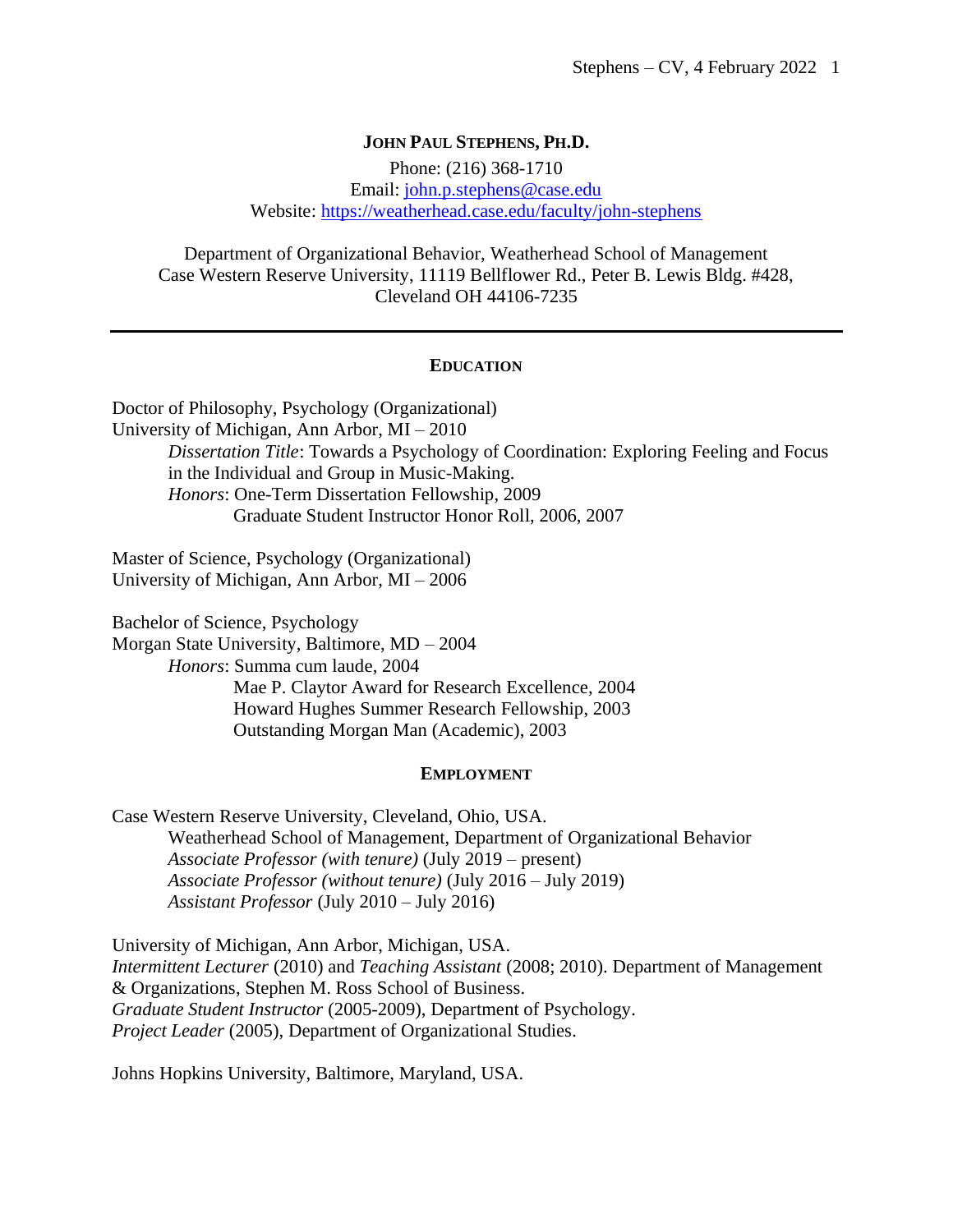# JOHN PAUL STEPHENS, PH.D.

Phone: (216) 368-1710
Email: john.p.stephens@case.edu
Website: https://weatherhead.case.edu/faculty/john-stephens

Department of Organizational Behavior, Weatherhead School of Management
Case Western Reserve University, 11119 Bellflower Rd., Peter B. Lewis Bldg. #428,
Cleveland OH 44106-7235

---

## EDUCATION

Doctor of Philosophy, Psychology (Organizational)
University of Michigan, Ann Arbor, MI – 2010

*Dissertation Title*: Towards a Psychology of Coordination: Exploring Feeling and Focus in the Individual and Group in Music-Making.
*Honors*: One-Term Dissertation Fellowship, 2009
Graduate Student Instructor Honor Roll, 2006, 2007

Master of Science, Psychology (Organizational)
University of Michigan, Ann Arbor, MI – 2006

Bachelor of Science, Psychology
Morgan State University, Baltimore, MD – 2004

*Honors*: Summa cum laude, 2004
Mae P. Claytor Award for Research Excellence, 2004
Howard Hughes Summer Research Fellowship, 2003
Outstanding Morgan Man (Academic), 2003

## EMPLOYMENT

Case Western Reserve University, Cleveland, Ohio, USA.

Weatherhead School of Management, Department of Organizational Behavior
*Associate Professor (with tenure)* (July 2019 – present)
*Associate Professor (without tenure)* (July 2016 – July 2019)
*Assistant Professor* (July 2010 – July 2016)

University of Michigan, Ann Arbor, Michigan, USA.
*Intermittent Lecturer* (2010) and *Teaching Assistant* (2008; 2010). Department of Management & Organizations, Stephen M. Ross School of Business.
*Graduate Student Instructor* (2005-2009), Department of Psychology.
*Project Leader* (2005), Department of Organizational Studies.

Johns Hopkins University, Baltimore, Maryland, USA.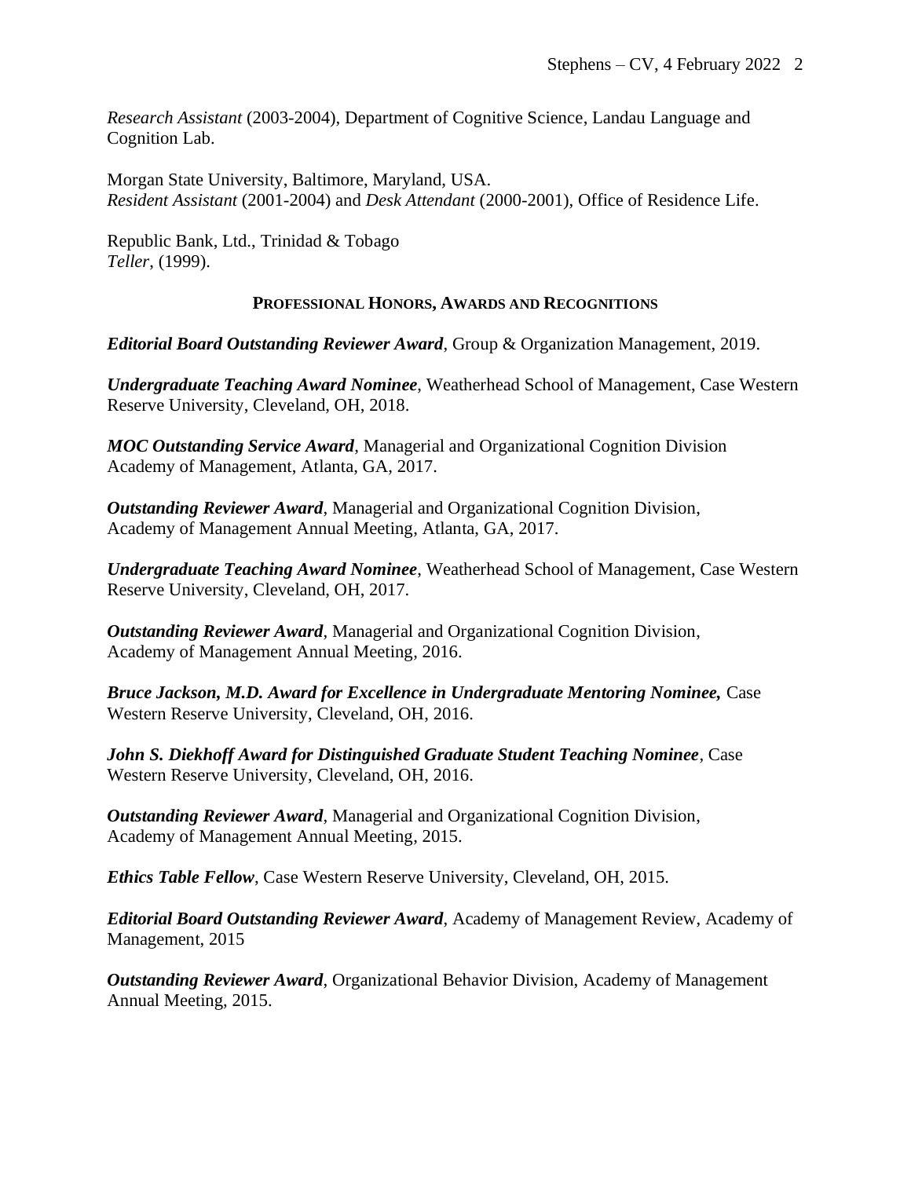*Research Assistant* (2003-2004), Department of Cognitive Science, Landau Language and Cognition Lab.

Morgan State University, Baltimore, Maryland, USA.
*Resident Assistant* (2001-2004) and *Desk Attendant* (2000-2001), Office of Residence Life.

Republic Bank, Ltd., Trinidad & Tobago
*Teller*, (1999).

## PROFESSIONAL HONORS, AWARDS AND RECOGNITIONS

***Editorial Board Outstanding Reviewer Award***, Group & Organization Management, 2019.

***Undergraduate Teaching Award Nominee***, Weatherhead School of Management, Case Western Reserve University, Cleveland, OH, 2018.

***MOC Outstanding Service Award***, Managerial and Organizational Cognition Division Academy of Management, Atlanta, GA, 2017.

***Outstanding Reviewer Award***, Managerial and Organizational Cognition Division, Academy of Management Annual Meeting, Atlanta, GA, 2017.

***Undergraduate Teaching Award Nominee***, Weatherhead School of Management, Case Western Reserve University, Cleveland, OH, 2017.

***Outstanding Reviewer Award***, Managerial and Organizational Cognition Division, Academy of Management Annual Meeting, 2016.

***Bruce Jackson, M.D. Award for Excellence in Undergraduate Mentoring Nominee,*** Case Western Reserve University, Cleveland, OH, 2016.

***John S. Diekhoff Award for Distinguished Graduate Student Teaching Nominee***, Case Western Reserve University, Cleveland, OH, 2016.

***Outstanding Reviewer Award***, Managerial and Organizational Cognition Division, Academy of Management Annual Meeting, 2015.

***Ethics Table Fellow***, Case Western Reserve University, Cleveland, OH, 2015.

***Editorial Board Outstanding Reviewer Award***, Academy of Management Review, Academy of Management, 2015

***Outstanding Reviewer Award***, Organizational Behavior Division, Academy of Management Annual Meeting, 2015.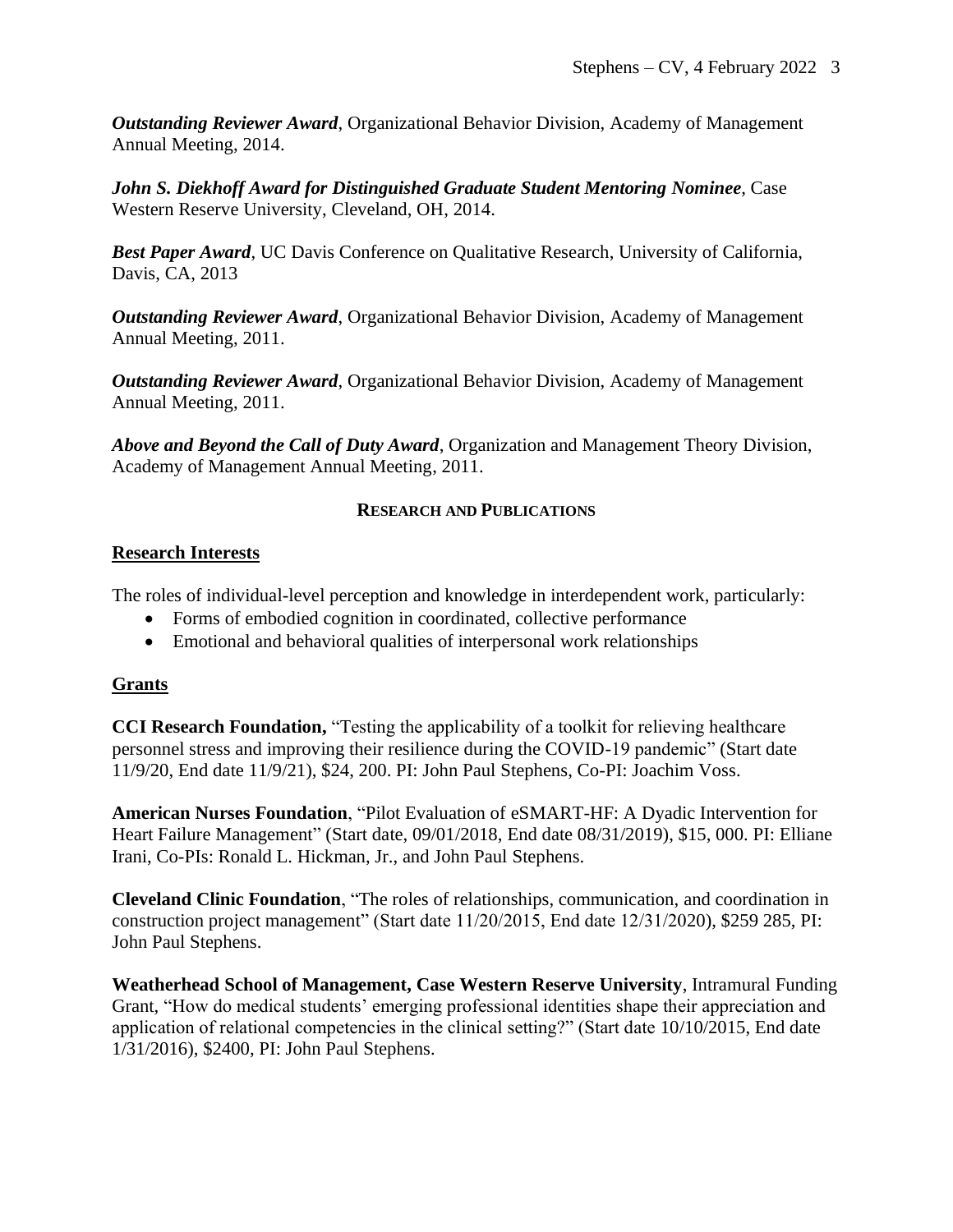***Outstanding Reviewer Award***, Organizational Behavior Division, Academy of Management Annual Meeting, 2014.

***John S. Diekhoff Award for Distinguished Graduate Student Mentoring Nominee***, Case Western Reserve University, Cleveland, OH, 2014.

***Best Paper Award***, UC Davis Conference on Qualitative Research, University of California, Davis, CA, 2013

***Outstanding Reviewer Award***, Organizational Behavior Division, Academy of Management Annual Meeting, 2011.

***Outstanding Reviewer Award***, Organizational Behavior Division, Academy of Management Annual Meeting, 2011.

***Above and Beyond the Call of Duty Award***, Organization and Management Theory Division, Academy of Management Annual Meeting, 2011.

## RESEARCH AND PUBLICATIONS

### Research Interests

The roles of individual-level perception and knowledge in interdependent work, particularly:

- Forms of embodied cognition in coordinated, collective performance
- Emotional and behavioral qualities of interpersonal work relationships

### Grants

**CCI Research Foundation,** "Testing the applicability of a toolkit for relieving healthcare personnel stress and improving their resilience during the COVID-19 pandemic" (Start date 11/9/20, End date 11/9/21), $24, 200. PI: John Paul Stephens, Co-PI: Joachim Voss.

**American Nurses Foundation**, "Pilot Evaluation of eSMART-HF: A Dyadic Intervention for Heart Failure Management" (Start date, 09/01/2018, End date 08/31/2019), $15, 000. PI: Elliane Irani, Co-PIs: Ronald L. Hickman, Jr., and John Paul Stephens.

**Cleveland Clinic Foundation**, "The roles of relationships, communication, and coordination in construction project management" (Start date 11/20/2015, End date 12/31/2020), $259 285, PI: John Paul Stephens.

**Weatherhead School of Management, Case Western Reserve University**, Intramural Funding Grant, "How do medical students' emerging professional identities shape their appreciation and application of relational competencies in the clinical setting?" (Start date 10/10/2015, End date 1/31/2016), $2400, PI: John Paul Stephens.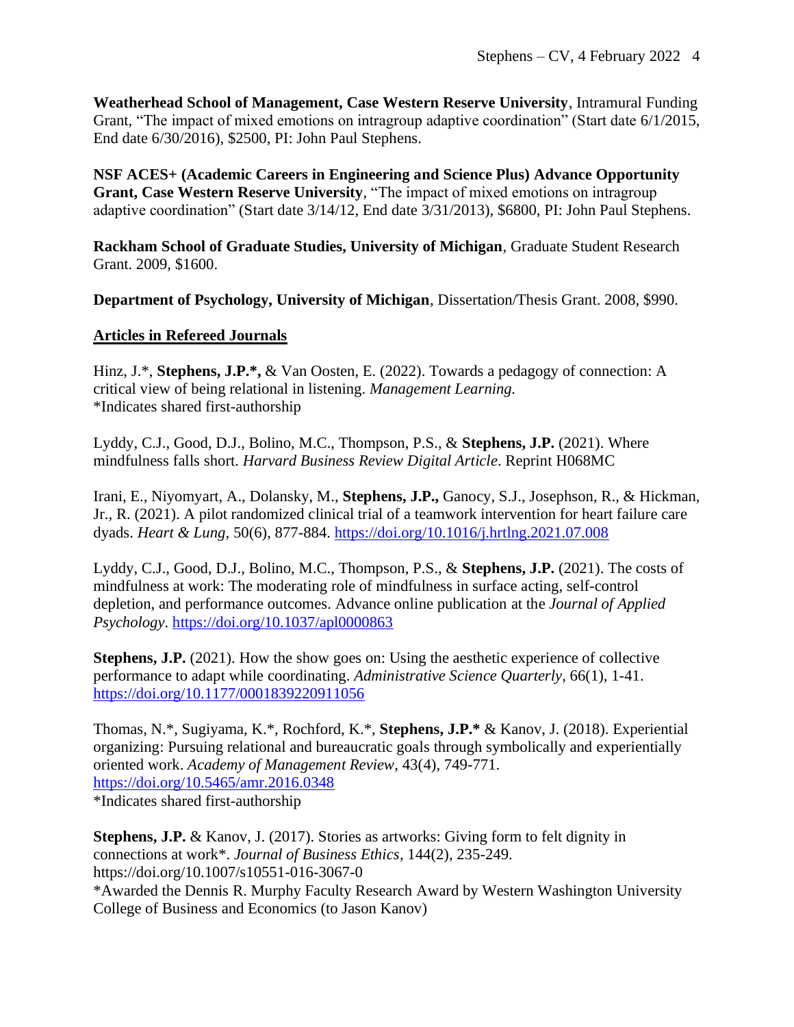**Weatherhead School of Management, Case Western Reserve University**, Intramural Funding Grant, "The impact of mixed emotions on intragroup adaptive coordination" (Start date 6/1/2015, End date 6/30/2016), $2500, PI: John Paul Stephens.

**NSF ACES+ (Academic Careers in Engineering and Science Plus) Advance Opportunity Grant, Case Western Reserve University**, "The impact of mixed emotions on intragroup adaptive coordination" (Start date 3/14/12, End date 3/31/2013), $6800, PI: John Paul Stephens.

**Rackham School of Graduate Studies, University of Michigan**, Graduate Student Research Grant. 2009, $1600.

**Department of Psychology, University of Michigan**, Dissertation/Thesis Grant. 2008, $990.

## Articles in Refereed Journals

Hinz, J.*, **Stephens, J.P.*,** & Van Oosten, E. (2022). Towards a pedagogy of connection: A critical view of being relational in listening. *Management Learning.*
*Indicates shared first-authorship

Lyddy, C.J., Good, D.J., Bolino, M.C., Thompson, P.S., & **Stephens, J.P.** (2021). Where mindfulness falls short. *Harvard Business Review Digital Article*. Reprint H068MC

Irani, E., Niyomyart, A., Dolansky, M., **Stephens, J.P.,** Ganocy, S.J., Josephson, R., & Hickman, Jr., R. (2021). A pilot randomized clinical trial of a teamwork intervention for heart failure care dyads. *Heart & Lung*, 50(6), 877-884. https://doi.org/10.1016/j.hrtlng.2021.07.008

Lyddy, C.J., Good, D.J., Bolino, M.C., Thompson, P.S., & **Stephens, J.P.** (2021). The costs of mindfulness at work: The moderating role of mindfulness in surface acting, self-control depletion, and performance outcomes. Advance online publication at the *Journal of Applied Psychology*. https://doi.org/10.1037/apl0000863

**Stephens, J.P.** (2021). How the show goes on: Using the aesthetic experience of collective performance to adapt while coordinating. *Administrative Science Quarterly*, 66(1), 1-41. https://doi.org/10.1177/0001839220911056

Thomas, N.*, Sugiyama, K.*, Rochford, K.*, **Stephens, J.P.*** & Kanov, J. (2018). Experiential organizing: Pursuing relational and bureaucratic goals through symbolically and experientially oriented work. *Academy of Management Review*, 43(4), 749-771. https://doi.org/10.5465/amr.2016.0348
*Indicates shared first-authorship

**Stephens, J.P.** & Kanov, J. (2017). Stories as artworks: Giving form to felt dignity in connections at work*. *Journal of Business Ethics*, 144(2), 235-249. https://doi.org/10.1007/s10551-016-3067-0
*Awarded the Dennis R. Murphy Faculty Research Award by Western Washington University College of Business and Economics (to Jason Kanov)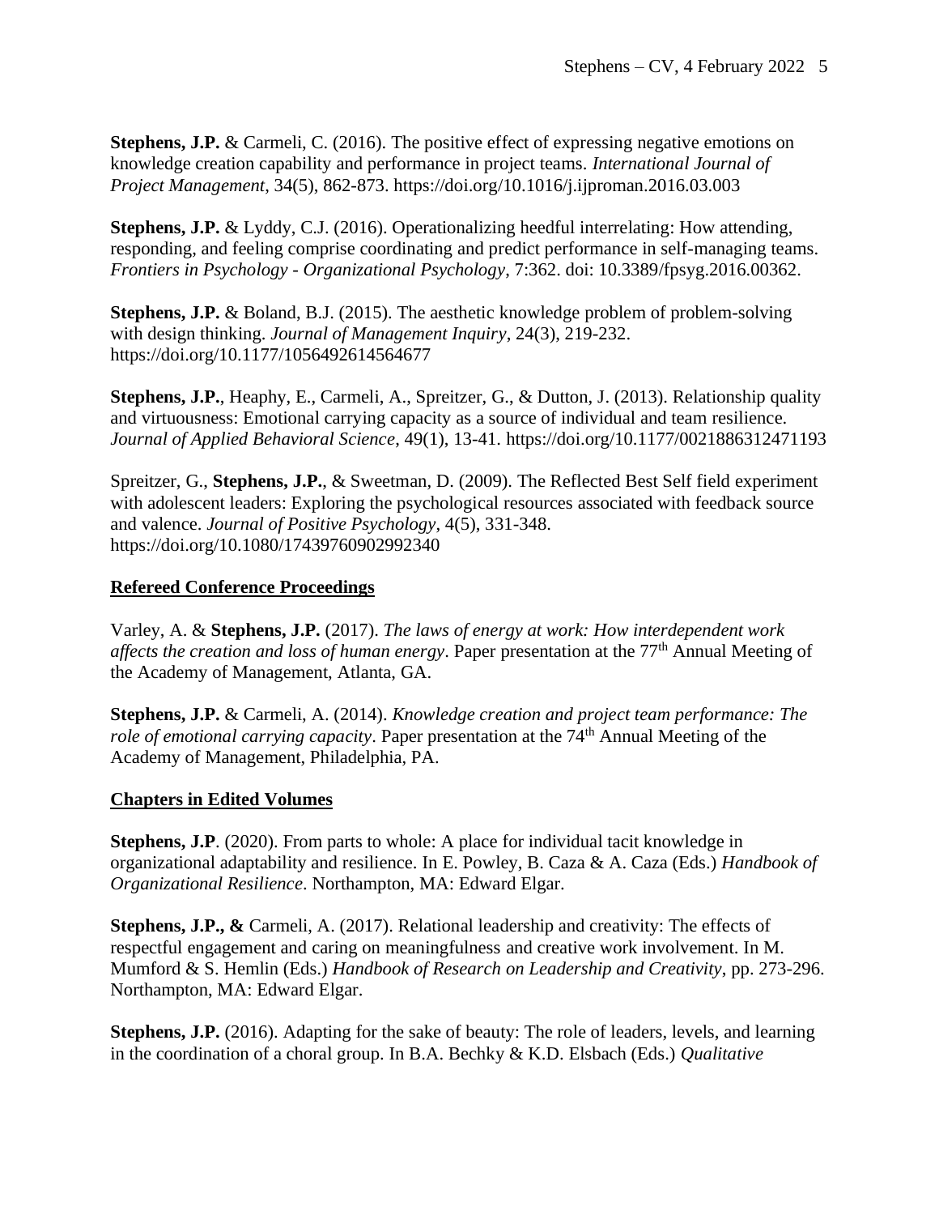**Stephens, J.P.** & Carmeli, C. (2016). The positive effect of expressing negative emotions on knowledge creation capability and performance in project teams. *International Journal of Project Management*, 34(5), 862-873. https://doi.org/10.1016/j.ijproman.2016.03.003

**Stephens, J.P.** & Lyddy, C.J. (2016). Operationalizing heedful interrelating: How attending, responding, and feeling comprise coordinating and predict performance in self-managing teams. *Frontiers in Psychology - Organizational Psychology*, 7:362. doi: 10.3389/fpsyg.2016.00362.

**Stephens, J.P.** & Boland, B.J. (2015). The aesthetic knowledge problem of problem-solving with design thinking. *Journal of Management Inquiry*, 24(3), 219-232. https://doi.org/10.1177/1056492614564677

**Stephens, J.P.**, Heaphy, E., Carmeli, A., Spreitzer, G., & Dutton, J. (2013). Relationship quality and virtuousness: Emotional carrying capacity as a source of individual and team resilience. *Journal of Applied Behavioral Science*, 49(1), 13-41. https://doi.org/10.1177/0021886312471193

Spreitzer, G., **Stephens, J.P.**, & Sweetman, D. (2009). The Reflected Best Self field experiment with adolescent leaders: Exploring the psychological resources associated with feedback source and valence. *Journal of Positive Psychology*, 4(5), 331-348. https://doi.org/10.1080/17439760902992340

## Refereed Conference Proceedings

Varley, A. & **Stephens, J.P.** (2017). *The laws of energy at work: How interdependent work affects the creation and loss of human energy*. Paper presentation at the 77th Annual Meeting of the Academy of Management, Atlanta, GA.

**Stephens, J.P.** & Carmeli, A. (2014). *Knowledge creation and project team performance: The role of emotional carrying capacity*. Paper presentation at the 74th Annual Meeting of the Academy of Management, Philadelphia, PA.

## Chapters in Edited Volumes

**Stephens, J.P**. (2020). From parts to whole: A place for individual tacit knowledge in organizational adaptability and resilience. In E. Powley, B. Caza & A. Caza (Eds.) *Handbook of Organizational Resilience*. Northampton, MA: Edward Elgar.

**Stephens, J.P., &** Carmeli, A. (2017). Relational leadership and creativity: The effects of respectful engagement and caring on meaningfulness and creative work involvement. In M. Mumford & S. Hemlin (Eds.) *Handbook of Research on Leadership and Creativity*, pp. 273-296. Northampton, MA: Edward Elgar.

**Stephens, J.P.** (2016). Adapting for the sake of beauty: The role of leaders, levels, and learning in the coordination of a choral group. In B.A. Bechky & K.D. Elsbach (Eds.) *Qualitative*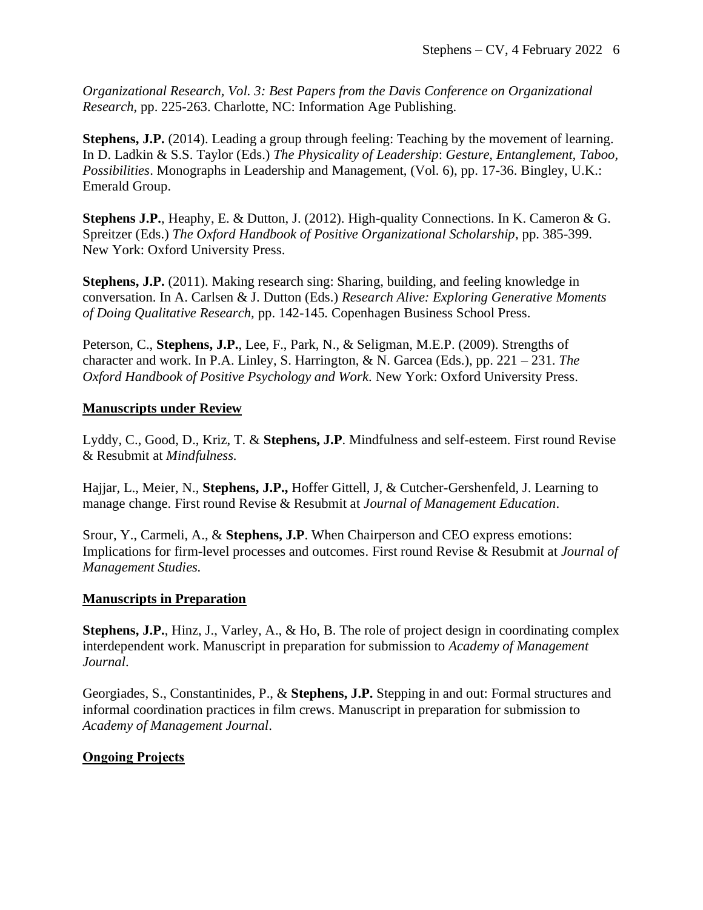*Organizational Research, Vol. 3: Best Papers from the Davis Conference on Organizational Research*, pp. 225-263. Charlotte, NC: Information Age Publishing.

**Stephens, J.P.** (2014). Leading a group through feeling: Teaching by the movement of learning. In D. Ladkin & S.S. Taylor (Eds.) *The Physicality of Leadership*: *Gesture, Entanglement, Taboo, Possibilities*. Monographs in Leadership and Management, (Vol. 6), pp. 17-36. Bingley, U.K.: Emerald Group.

**Stephens J.P.**, Heaphy, E. & Dutton, J. (2012). High-quality Connections. In K. Cameron & G. Spreitzer (Eds.) *The Oxford Handbook of Positive Organizational Scholarship*, pp. 385-399. New York: Oxford University Press.

**Stephens, J.P.** (2011). Making research sing: Sharing, building, and feeling knowledge in conversation. In A. Carlsen & J. Dutton (Eds.) *Research Alive: Exploring Generative Moments of Doing Qualitative Research,* pp. 142-145*.* Copenhagen Business School Press.

Peterson, C., **Stephens, J.P.**, Lee, F., Park, N., & Seligman, M.E.P. (2009). Strengths of character and work. In P.A. Linley, S. Harrington, & N. Garcea (Eds.), pp. 221 – 231. *The Oxford Handbook of Positive Psychology and Work*. New York: Oxford University Press.

## Manuscripts under Review

Lyddy, C., Good, D., Kriz, T. & **Stephens, J.P**. Mindfulness and self-esteem. First round Revise & Resubmit at *Mindfulness.*

Hajjar, L., Meier, N., **Stephens, J.P.,** Hoffer Gittell, J, & Cutcher-Gershenfeld, J. Learning to manage change. First round Revise & Resubmit at *Journal of Management Education*.

Srour, Y., Carmeli, A., & **Stephens, J.P**. When Chairperson and CEO express emotions: Implications for firm-level processes and outcomes. First round Revise & Resubmit at *Journal of Management Studies.*

## Manuscripts in Preparation

**Stephens, J.P.**, Hinz, J., Varley, A., & Ho, B. The role of project design in coordinating complex interdependent work. Manuscript in preparation for submission to *Academy of Management Journal*.

Georgiades, S., Constantinides, P., & **Stephens, J.P.** Stepping in and out: Formal structures and informal coordination practices in film crews. Manuscript in preparation for submission to *Academy of Management Journal*.

## Ongoing Projects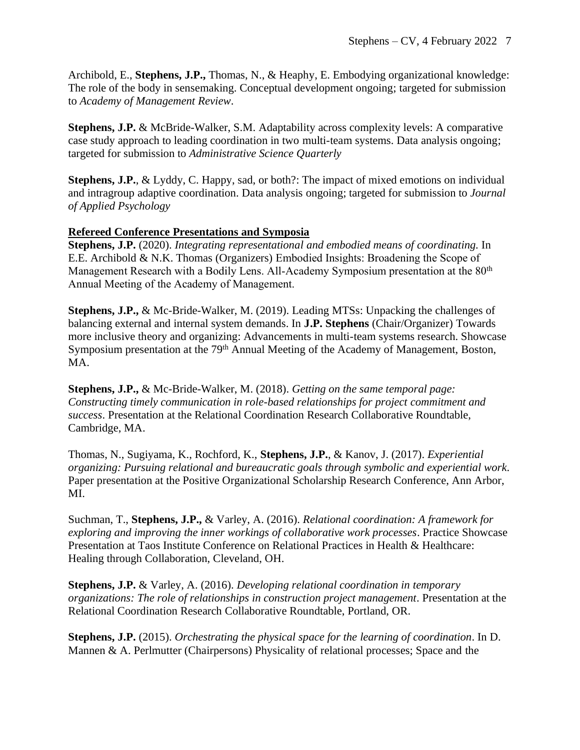Archibold, E., **Stephens, J.P.,** Thomas, N., & Heaphy, E. Embodying organizational knowledge: The role of the body in sensemaking. Conceptual development ongoing; targeted for submission to *Academy of Management Review*.

**Stephens, J.P.** & McBride-Walker, S.M. Adaptability across complexity levels: A comparative case study approach to leading coordination in two multi-team systems. Data analysis ongoing; targeted for submission to *Administrative Science Quarterly*

**Stephens, J.P.**, & Lyddy, C. Happy, sad, or both?: The impact of mixed emotions on individual and intragroup adaptive coordination. Data analysis ongoing; targeted for submission to *Journal of Applied Psychology*

**Refereed Conference Presentations and Symposia**

**Stephens, J.P.** (2020). *Integrating representational and embodied means of coordinating.* In E.E. Archibold & N.K. Thomas (Organizers) Embodied Insights: Broadening the Scope of Management Research with a Bodily Lens. All-Academy Symposium presentation at the 80th Annual Meeting of the Academy of Management.

**Stephens, J.P.,** & Mc-Bride-Walker, M. (2019). Leading MTSs: Unpacking the challenges of balancing external and internal system demands. In **J.P. Stephens** (Chair/Organizer) Towards more inclusive theory and organizing: Advancements in multi-team systems research. Showcase Symposium presentation at the 79th Annual Meeting of the Academy of Management, Boston, MA.

**Stephens, J.P.,** & Mc-Bride-Walker, M. (2018). *Getting on the same temporal page: Constructing timely communication in role-based relationships for project commitment and success*. Presentation at the Relational Coordination Research Collaborative Roundtable, Cambridge, MA.

Thomas, N., Sugiyama, K., Rochford, K., **Stephens, J.P.**, & Kanov, J. (2017). *Experiential organizing: Pursuing relational and bureaucratic goals through symbolic and experiential work.* Paper presentation at the Positive Organizational Scholarship Research Conference, Ann Arbor, MI.

Suchman, T., **Stephens, J.P.,** & Varley, A. (2016). *Relational coordination: A framework for exploring and improving the inner workings of collaborative work processes*. Practice Showcase Presentation at Taos Institute Conference on Relational Practices in Health & Healthcare: Healing through Collaboration, Cleveland, OH.

**Stephens, J.P.** & Varley, A. (2016). *Developing relational coordination in temporary organizations: The role of relationships in construction project management*. Presentation at the Relational Coordination Research Collaborative Roundtable, Portland, OR.

**Stephens, J.P.** (2015). *Orchestrating the physical space for the learning of coordination*. In D. Mannen & A. Perlmutter (Chairpersons) Physicality of relational processes; Space and the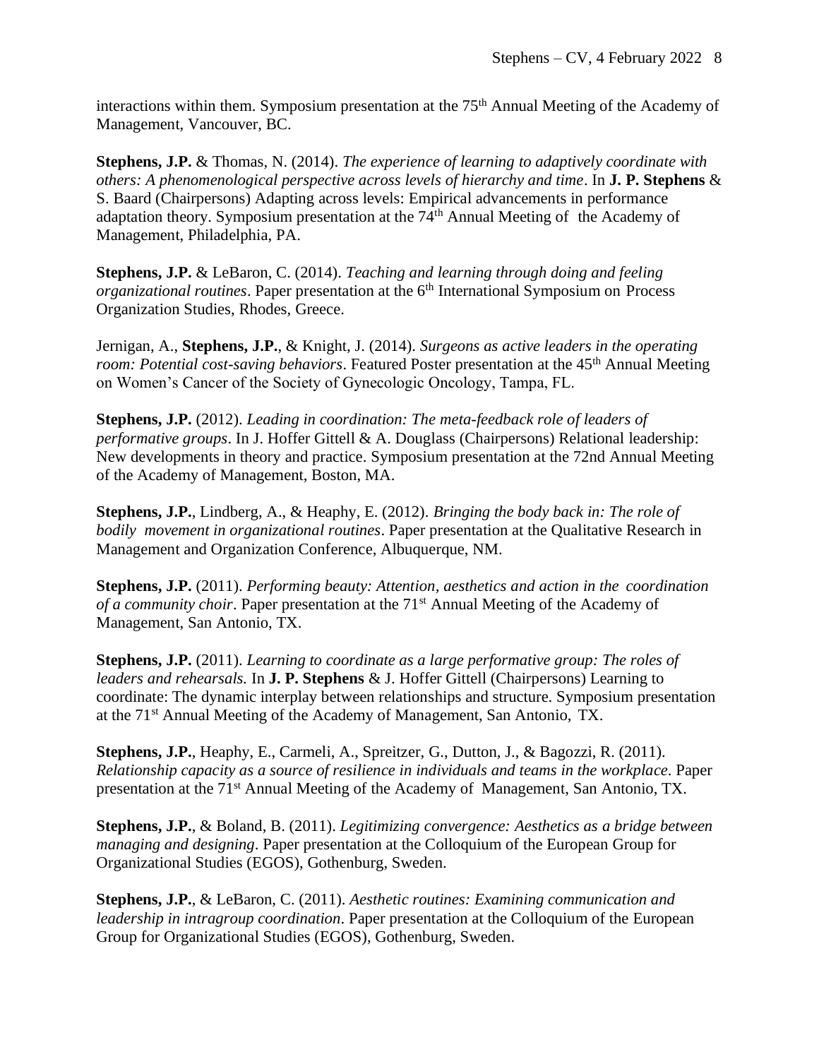interactions within them. Symposium presentation at the 75th Annual Meeting of the Academy of Management, Vancouver, BC.

**Stephens, J.P.** & Thomas, N. (2014). *The experience of learning to adaptively coordinate with others: A phenomenological perspective across levels of hierarchy and time*. In **J. P. Stephens** & S. Baard (Chairpersons) Adapting across levels: Empirical advancements in performance adaptation theory. Symposium presentation at the 74th Annual Meeting of the Academy of Management, Philadelphia, PA.

**Stephens, J.P.** & LeBaron, C. (2014). *Teaching and learning through doing and feeling organizational routines*. Paper presentation at the 6th International Symposium on Process Organization Studies, Rhodes, Greece.

Jernigan, A., **Stephens, J.P.**, & Knight, J. (2014). *Surgeons as active leaders in the operating room: Potential cost-saving behaviors*. Featured Poster presentation at the 45th Annual Meeting on Women's Cancer of the Society of Gynecologic Oncology, Tampa, FL.

**Stephens, J.P.** (2012). *Leading in coordination: The meta-feedback role of leaders of performative groups*. In J. Hoffer Gittell & A. Douglass (Chairpersons) Relational leadership: New developments in theory and practice. Symposium presentation at the 72nd Annual Meeting of the Academy of Management, Boston, MA.

**Stephens, J.P.**, Lindberg, A., & Heaphy, E. (2012). *Bringing the body back in: The role of bodily movement in organizational routines*. Paper presentation at the Qualitative Research in Management and Organization Conference, Albuquerque, NM.

**Stephens, J.P.** (2011). *Performing beauty: Attention, aesthetics and action in the coordination of a community choir*. Paper presentation at the 71st Annual Meeting of the Academy of Management, San Antonio, TX.

**Stephens, J.P.** (2011). *Learning to coordinate as a large performative group: The roles of leaders and rehearsals.* In **J. P. Stephens** & J. Hoffer Gittell (Chairpersons) Learning to coordinate: The dynamic interplay between relationships and structure. Symposium presentation at the 71st Annual Meeting of the Academy of Management, San Antonio, TX.

**Stephens, J.P.**, Heaphy, E., Carmeli, A., Spreitzer, G., Dutton, J., & Bagozzi, R. (2011). *Relationship capacity as a source of resilience in individuals and teams in the workplace*. Paper presentation at the 71st Annual Meeting of the Academy of Management, San Antonio, TX.

**Stephens, J.P.**, & Boland, B. (2011). *Legitimizing convergence: Aesthetics as a bridge between managing and designing*. Paper presentation at the Colloquium of the European Group for Organizational Studies (EGOS), Gothenburg, Sweden.

**Stephens, J.P.**, & LeBaron, C. (2011). *Aesthetic routines: Examining communication and leadership in intragroup coordination*. Paper presentation at the Colloquium of the European Group for Organizational Studies (EGOS), Gothenburg, Sweden.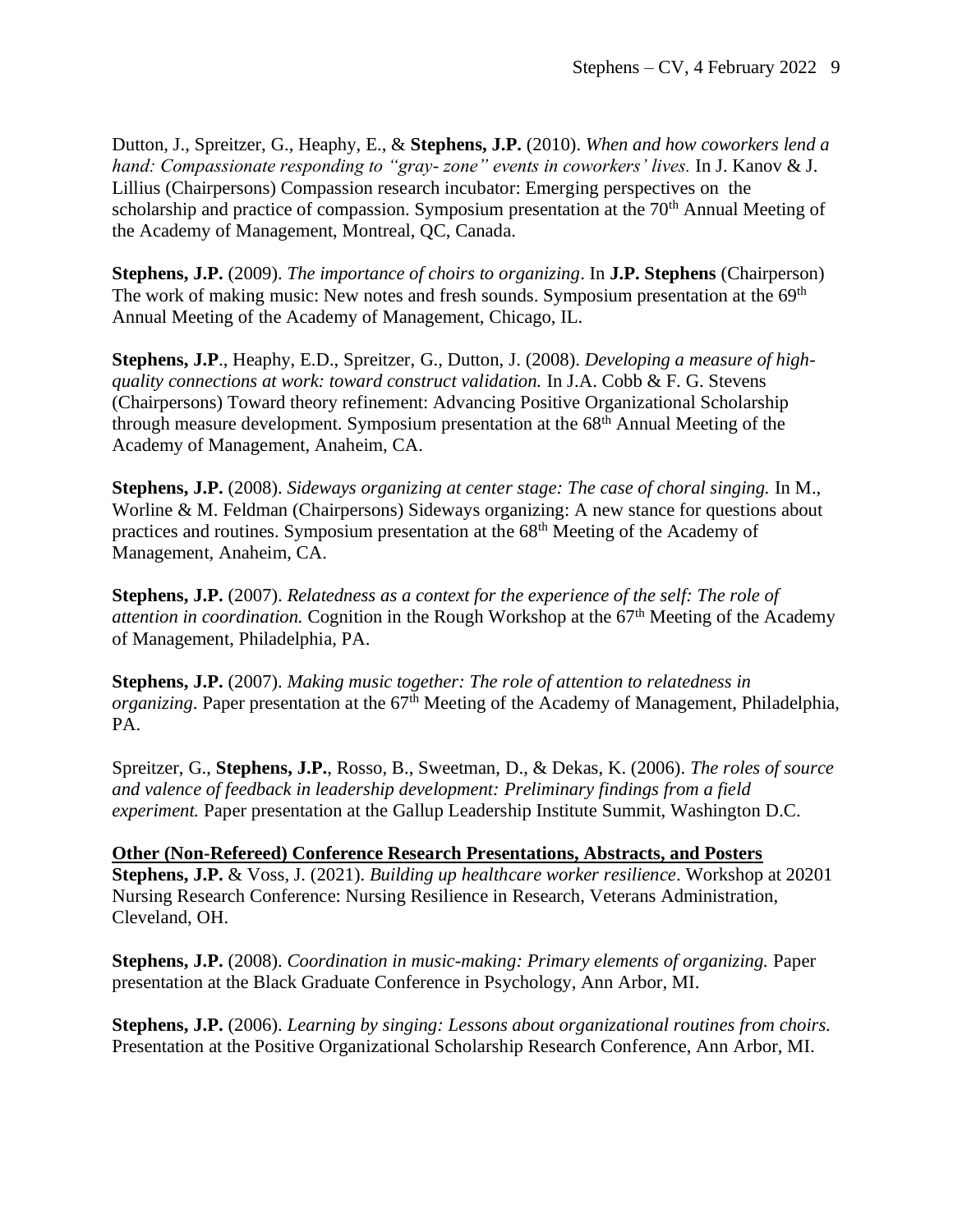Dutton, J., Spreitzer, G., Heaphy, E., & **Stephens, J.P.** (2010). *When and how coworkers lend a hand: Compassionate responding to "gray- zone" events in coworkers' lives.* In J. Kanov & J. Lillius (Chairpersons) Compassion research incubator: Emerging perspectives on the scholarship and practice of compassion. Symposium presentation at the 70th Annual Meeting of the Academy of Management, Montreal, QC, Canada.

**Stephens, J.P.** (2009). *The importance of choirs to organizing*. In **J.P. Stephens** (Chairperson) The work of making music: New notes and fresh sounds. Symposium presentation at the 69th Annual Meeting of the Academy of Management, Chicago, IL.

**Stephens, J.P**., Heaphy, E.D., Spreitzer, G., Dutton, J. (2008). *Developing a measure of high-quality connections at work: toward construct validation.* In J.A. Cobb & F. G. Stevens (Chairpersons) Toward theory refinement: Advancing Positive Organizational Scholarship through measure development. Symposium presentation at the 68th Annual Meeting of the Academy of Management, Anaheim, CA.

**Stephens, J.P.** (2008). *Sideways organizing at center stage: The case of choral singing.* In M., Worline & M. Feldman (Chairpersons) Sideways organizing: A new stance for questions about practices and routines. Symposium presentation at the 68th Meeting of the Academy of Management, Anaheim, CA.

**Stephens, J.P.** (2007). *Relatedness as a context for the experience of the self: The role of attention in coordination.* Cognition in the Rough Workshop at the 67th Meeting of the Academy of Management, Philadelphia, PA.

**Stephens, J.P.** (2007). *Making music together: The role of attention to relatedness in organizing*. Paper presentation at the 67th Meeting of the Academy of Management, Philadelphia, PA.

Spreitzer, G., **Stephens, J.P.**, Rosso, B., Sweetman, D., & Dekas, K. (2006). *The roles of source and valence of feedback in leadership development: Preliminary findings from a field experiment.* Paper presentation at the Gallup Leadership Institute Summit, Washington D.C.

**Other (Non-Refereed) Conference Research Presentations, Abstracts, and Posters**

**Stephens, J.P.** & Voss, J. (2021). *Building up healthcare worker resilience*. Workshop at 20201 Nursing Research Conference: Nursing Resilience in Research, Veterans Administration, Cleveland, OH.

**Stephens, J.P.** (2008). *Coordination in music-making: Primary elements of organizing.* Paper presentation at the Black Graduate Conference in Psychology, Ann Arbor, MI.

**Stephens, J.P.** (2006). *Learning by singing: Lessons about organizational routines from choirs.* Presentation at the Positive Organizational Scholarship Research Conference, Ann Arbor, MI.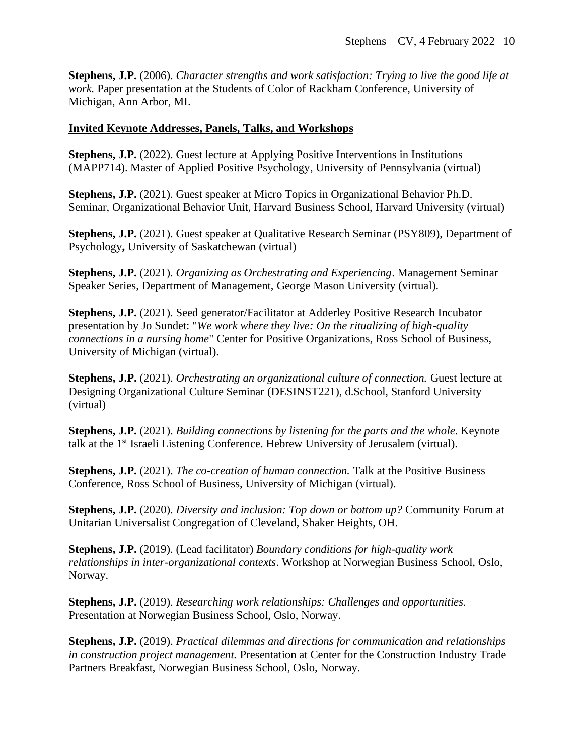**Stephens, J.P.** (2006). *Character strengths and work satisfaction: Trying to live the good life at work.* Paper presentation at the Students of Color of Rackham Conference, University of Michigan, Ann Arbor, MI.

## Invited Keynote Addresses, Panels, Talks, and Workshops

**Stephens, J.P.** (2022). Guest lecture at Applying Positive Interventions in Institutions (MAPP714). Master of Applied Positive Psychology, University of Pennsylvania (virtual)

**Stephens, J.P.** (2021). Guest speaker at Micro Topics in Organizational Behavior Ph.D. Seminar, Organizational Behavior Unit, Harvard Business School, Harvard University (virtual)

**Stephens, J.P.** (2021). Guest speaker at Qualitative Research Seminar (PSY809), Department of Psychology**,** University of Saskatchewan (virtual)

**Stephens, J.P.** (2021). *Organizing as Orchestrating and Experiencing*. Management Seminar Speaker Series, Department of Management, George Mason University (virtual).

**Stephens, J.P.** (2021). Seed generator/Facilitator at Adderley Positive Research Incubator presentation by Jo Sundet: "*We work where they live: On the ritualizing of high-quality connections in a nursing home*" Center for Positive Organizations, Ross School of Business, University of Michigan (virtual).

**Stephens, J.P.** (2021). *Orchestrating an organizational culture of connection.* Guest lecture at Designing Organizational Culture Seminar (DESINST221), d.School, Stanford University (virtual)

**Stephens, J.P.** (2021). *Building connections by listening for the parts and the whole*. Keynote talk at the 1st Israeli Listening Conference. Hebrew University of Jerusalem (virtual).

**Stephens, J.P.** (2021). *The co-creation of human connection.* Talk at the Positive Business Conference, Ross School of Business, University of Michigan (virtual).

**Stephens, J.P.** (2020). *Diversity and inclusion: Top down or bottom up?* Community Forum at Unitarian Universalist Congregation of Cleveland, Shaker Heights, OH.

**Stephens, J.P.** (2019). (Lead facilitator) *Boundary conditions for high-quality work relationships in inter-organizational contexts*. Workshop at Norwegian Business School, Oslo, Norway.

**Stephens, J.P.** (2019). *Researching work relationships: Challenges and opportunities.* Presentation at Norwegian Business School, Oslo, Norway.

**Stephens, J.P.** (2019). *Practical dilemmas and directions for communication and relationships in construction project management.* Presentation at Center for the Construction Industry Trade Partners Breakfast, Norwegian Business School, Oslo, Norway.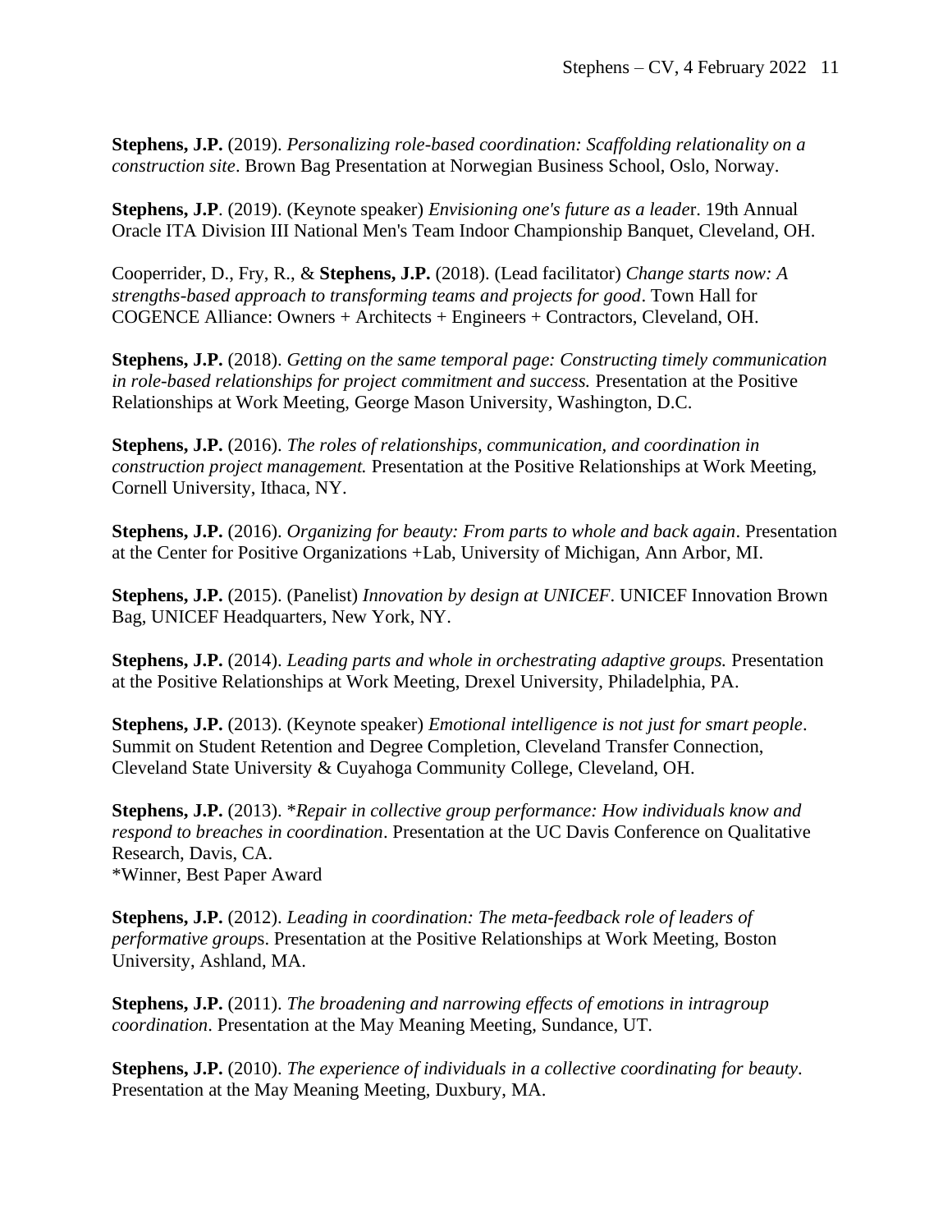**Stephens, J.P.** (2019). *Personalizing role-based coordination: Scaffolding relationality on a construction site*. Brown Bag Presentation at Norwegian Business School, Oslo, Norway.

**Stephens, J.P**. (2019). (Keynote speaker) *Envisioning one's future as a leade*r. 19th Annual Oracle ITA Division III National Men's Team Indoor Championship Banquet, Cleveland, OH.

Cooperrider, D., Fry, R., & **Stephens, J.P.** (2018). (Lead facilitator) *Change starts now: A strengths-based approach to transforming teams and projects for good*. Town Hall for COGENCE Alliance: Owners + Architects + Engineers + Contractors, Cleveland, OH.

**Stephens, J.P.** (2018). *Getting on the same temporal page: Constructing timely communication in role-based relationships for project commitment and success.* Presentation at the Positive Relationships at Work Meeting, George Mason University, Washington, D.C.

**Stephens, J.P.** (2016). *The roles of relationships, communication, and coordination in construction project management.* Presentation at the Positive Relationships at Work Meeting, Cornell University, Ithaca, NY.

**Stephens, J.P.** (2016). *Organizing for beauty: From parts to whole and back again*. Presentation at the Center for Positive Organizations +Lab, University of Michigan, Ann Arbor, MI.

**Stephens, J.P.** (2015). (Panelist) *Innovation by design at UNICEF*. UNICEF Innovation Brown Bag, UNICEF Headquarters, New York, NY.

**Stephens, J.P.** (2014). *Leading parts and whole in orchestrating adaptive groups.* Presentation at the Positive Relationships at Work Meeting, Drexel University, Philadelphia, PA.

**Stephens, J.P.** (2013). (Keynote speaker) *Emotional intelligence is not just for smart people*. Summit on Student Retention and Degree Completion, Cleveland Transfer Connection, Cleveland State University & Cuyahoga Community College, Cleveland, OH.

**Stephens, J.P.** (2013). *\*Repair in collective group performance: How individuals know and respond to breaches in coordination*. Presentation at the UC Davis Conference on Qualitative Research, Davis, CA.
*Winner, Best Paper Award

**Stephens, J.P.** (2012). *Leading in coordination: The meta-feedback role of leaders of performative group*s. Presentation at the Positive Relationships at Work Meeting, Boston University, Ashland, MA.

**Stephens, J.P.** (2011). *The broadening and narrowing effects of emotions in intragroup coordination*. Presentation at the May Meaning Meeting, Sundance, UT.

**Stephens, J.P.** (2010). *The experience of individuals in a collective coordinating for beauty*. Presentation at the May Meaning Meeting, Duxbury, MA.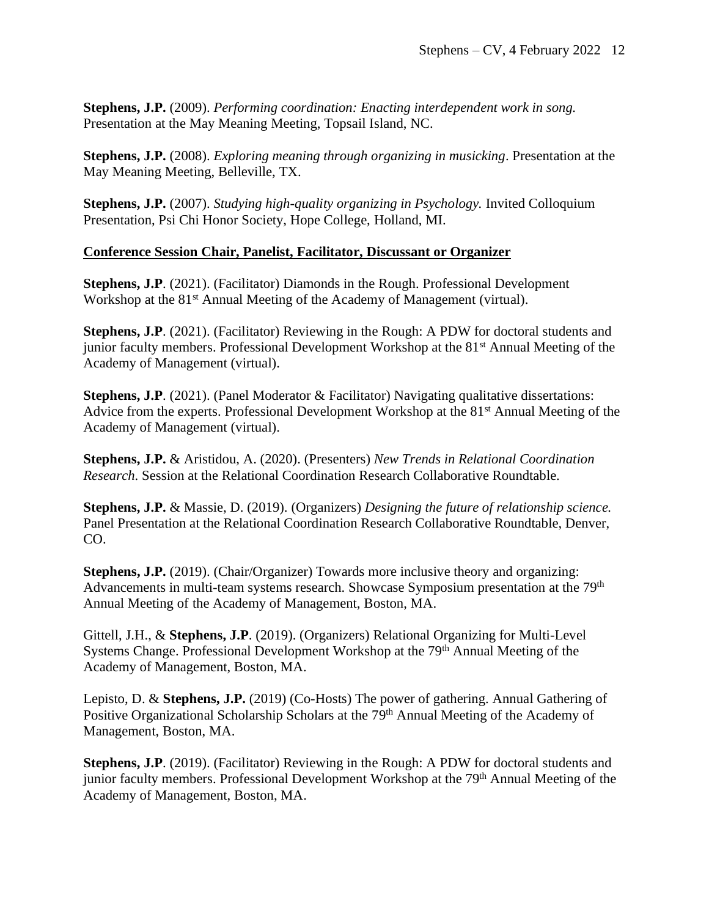**Stephens, J.P.** (2009). *Performing coordination: Enacting interdependent work in song.* Presentation at the May Meaning Meeting, Topsail Island, NC.

**Stephens, J.P.** (2008). *Exploring meaning through organizing in musicking*. Presentation at the May Meaning Meeting, Belleville, TX.

**Stephens, J.P.** (2007). *Studying high-quality organizing in Psychology.* Invited Colloquium Presentation, Psi Chi Honor Society, Hope College, Holland, MI.

**Conference Session Chair, Panelist, Facilitator, Discussant or Organizer**

**Stephens, J.P**. (2021). (Facilitator) Diamonds in the Rough. Professional Development Workshop at the 81st Annual Meeting of the Academy of Management (virtual).

**Stephens, J.P**. (2021). (Facilitator) Reviewing in the Rough: A PDW for doctoral students and junior faculty members. Professional Development Workshop at the 81st Annual Meeting of the Academy of Management (virtual).

**Stephens, J.P**. (2021). (Panel Moderator & Facilitator) Navigating qualitative dissertations: Advice from the experts. Professional Development Workshop at the 81st Annual Meeting of the Academy of Management (virtual).

**Stephens, J.P.** & Aristidou, A. (2020). (Presenters) *New Trends in Relational Coordination Research*. Session at the Relational Coordination Research Collaborative Roundtable.

**Stephens, J.P.** & Massie, D. (2019). (Organizers) *Designing the future of relationship science.* Panel Presentation at the Relational Coordination Research Collaborative Roundtable, Denver, CO.

**Stephens, J.P.** (2019). (Chair/Organizer) Towards more inclusive theory and organizing: Advancements in multi-team systems research. Showcase Symposium presentation at the 79th Annual Meeting of the Academy of Management, Boston, MA.

Gittell, J.H., & **Stephens, J.P**. (2019). (Organizers) Relational Organizing for Multi-Level Systems Change. Professional Development Workshop at the 79th Annual Meeting of the Academy of Management, Boston, MA.

Lepisto, D. & **Stephens, J.P.** (2019) (Co-Hosts) The power of gathering. Annual Gathering of Positive Organizational Scholarship Scholars at the 79th Annual Meeting of the Academy of Management, Boston, MA.

**Stephens, J.P**. (2019). (Facilitator) Reviewing in the Rough: A PDW for doctoral students and junior faculty members. Professional Development Workshop at the 79th Annual Meeting of the Academy of Management, Boston, MA.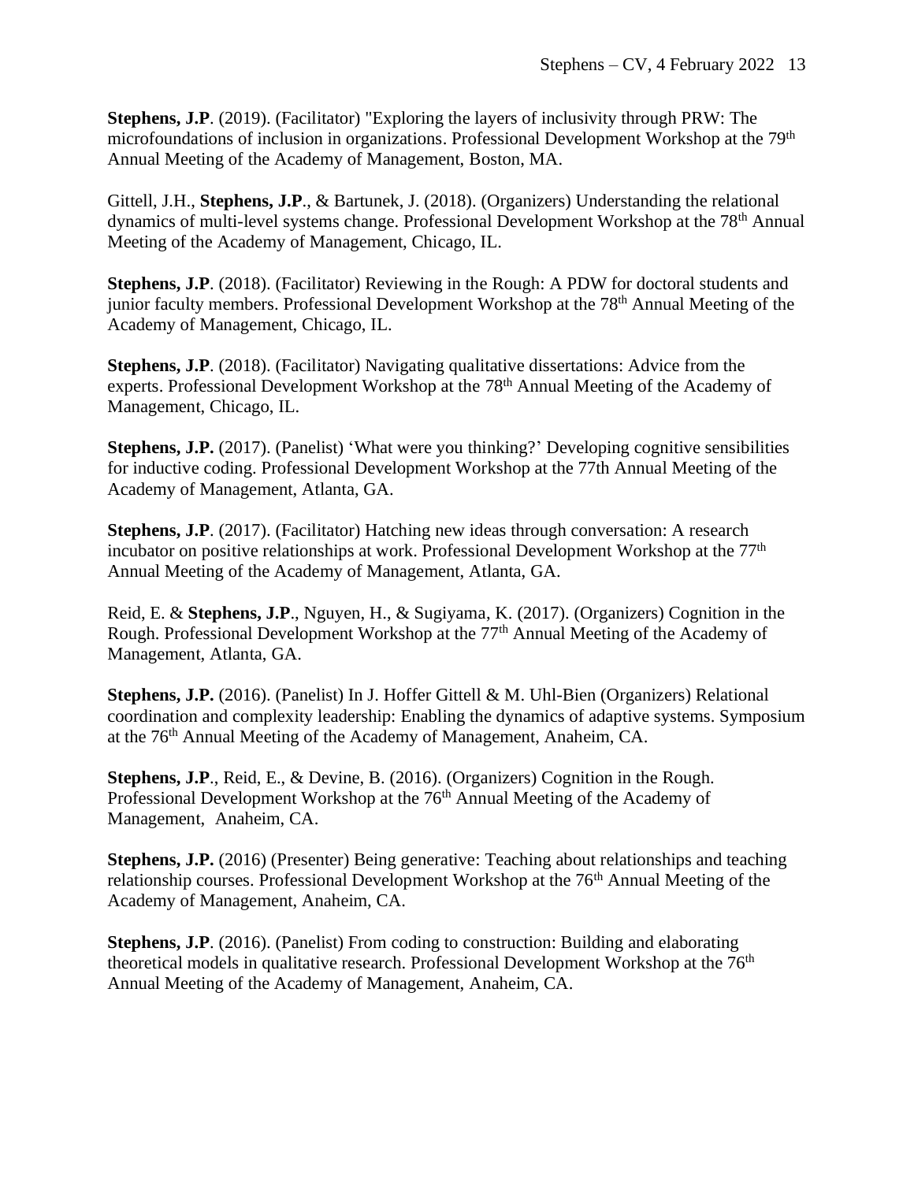**Stephens, J.P**. (2019). (Facilitator) "Exploring the layers of inclusivity through PRW: The microfoundations of inclusion in organizations. Professional Development Workshop at the 79th Annual Meeting of the Academy of Management, Boston, MA.

Gittell, J.H., **Stephens, J.P**., & Bartunek, J. (2018). (Organizers) Understanding the relational dynamics of multi-level systems change. Professional Development Workshop at the 78th Annual Meeting of the Academy of Management, Chicago, IL.

**Stephens, J.P**. (2018). (Facilitator) Reviewing in the Rough: A PDW for doctoral students and junior faculty members. Professional Development Workshop at the 78th Annual Meeting of the Academy of Management, Chicago, IL.

**Stephens, J.P**. (2018). (Facilitator) Navigating qualitative dissertations: Advice from the experts. Professional Development Workshop at the 78th Annual Meeting of the Academy of Management, Chicago, IL.

**Stephens, J.P.** (2017). (Panelist) 'What were you thinking?' Developing cognitive sensibilities for inductive coding. Professional Development Workshop at the 77th Annual Meeting of the Academy of Management, Atlanta, GA.

**Stephens, J.P**. (2017). (Facilitator) Hatching new ideas through conversation: A research incubator on positive relationships at work. Professional Development Workshop at the 77th Annual Meeting of the Academy of Management, Atlanta, GA.

Reid, E. & **Stephens, J.P**., Nguyen, H., & Sugiyama, K. (2017). (Organizers) Cognition in the Rough. Professional Development Workshop at the 77th Annual Meeting of the Academy of Management, Atlanta, GA.

**Stephens, J.P.** (2016). (Panelist) In J. Hoffer Gittell & M. Uhl-Bien (Organizers) Relational coordination and complexity leadership: Enabling the dynamics of adaptive systems. Symposium at the 76th Annual Meeting of the Academy of Management, Anaheim, CA.

**Stephens, J.P**., Reid, E., & Devine, B. (2016). (Organizers) Cognition in the Rough. Professional Development Workshop at the 76th Annual Meeting of the Academy of Management, Anaheim, CA.

**Stephens, J.P.** (2016) (Presenter) Being generative: Teaching about relationships and teaching relationship courses. Professional Development Workshop at the 76th Annual Meeting of the Academy of Management, Anaheim, CA.

**Stephens, J.P**. (2016). (Panelist) From coding to construction: Building and elaborating theoretical models in qualitative research. Professional Development Workshop at the 76th Annual Meeting of the Academy of Management, Anaheim, CA.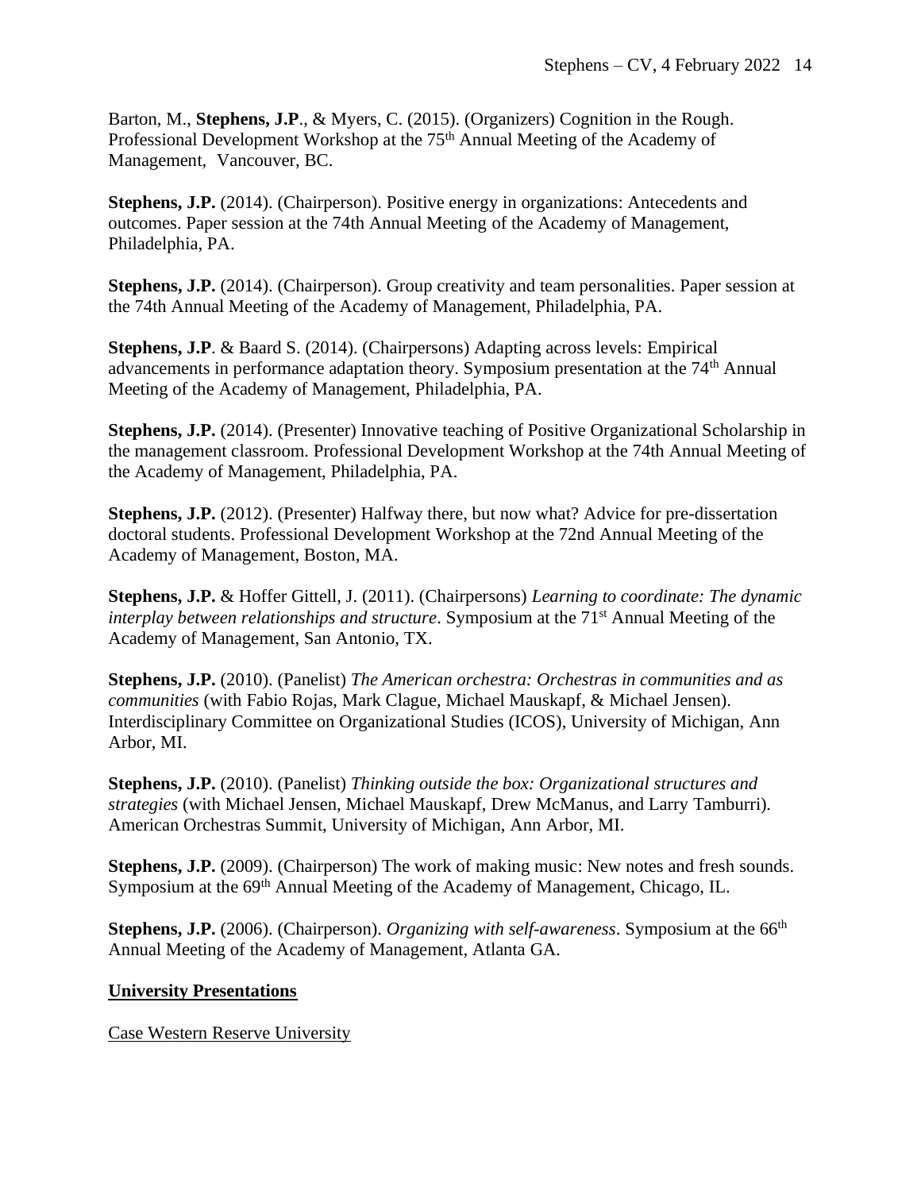Barton, M., **Stephens, J.P**., & Myers, C. (2015). (Organizers) Cognition in the Rough. Professional Development Workshop at the 75th Annual Meeting of the Academy of Management, Vancouver, BC.

**Stephens, J.P.** (2014). (Chairperson). Positive energy in organizations: Antecedents and outcomes. Paper session at the 74th Annual Meeting of the Academy of Management, Philadelphia, PA.

**Stephens, J.P.** (2014). (Chairperson). Group creativity and team personalities. Paper session at the 74th Annual Meeting of the Academy of Management, Philadelphia, PA.

**Stephens, J.P**. & Baard S. (2014). (Chairpersons) Adapting across levels: Empirical advancements in performance adaptation theory. Symposium presentation at the 74th Annual Meeting of the Academy of Management, Philadelphia, PA.

**Stephens, J.P.** (2014). (Presenter) Innovative teaching of Positive Organizational Scholarship in the management classroom. Professional Development Workshop at the 74th Annual Meeting of the Academy of Management, Philadelphia, PA.

**Stephens, J.P.** (2012). (Presenter) Halfway there, but now what? Advice for pre-dissertation doctoral students. Professional Development Workshop at the 72nd Annual Meeting of the Academy of Management, Boston, MA.

**Stephens, J.P.** & Hoffer Gittell, J. (2011). (Chairpersons) *Learning to coordinate: The dynamic interplay between relationships and structure*. Symposium at the 71st Annual Meeting of the Academy of Management, San Antonio, TX.

**Stephens, J.P.** (2010). (Panelist) *The American orchestra: Orchestras in communities and as communities* (with Fabio Rojas, Mark Clague, Michael Mauskapf, & Michael Jensen). Interdisciplinary Committee on Organizational Studies (ICOS), University of Michigan, Ann Arbor, MI.

**Stephens, J.P.** (2010). (Panelist) *Thinking outside the box: Organizational structures and strategies* (with Michael Jensen, Michael Mauskapf, Drew McManus, and Larry Tamburri). American Orchestras Summit, University of Michigan, Ann Arbor, MI.

**Stephens, J.P.** (2009). (Chairperson) The work of making music: New notes and fresh sounds. Symposium at the 69th Annual Meeting of the Academy of Management, Chicago, IL.

**Stephens, J.P.** (2006). (Chairperson). *Organizing with self-awareness*. Symposium at the 66th Annual Meeting of the Academy of Management, Atlanta GA.

## University Presentations

Case Western Reserve University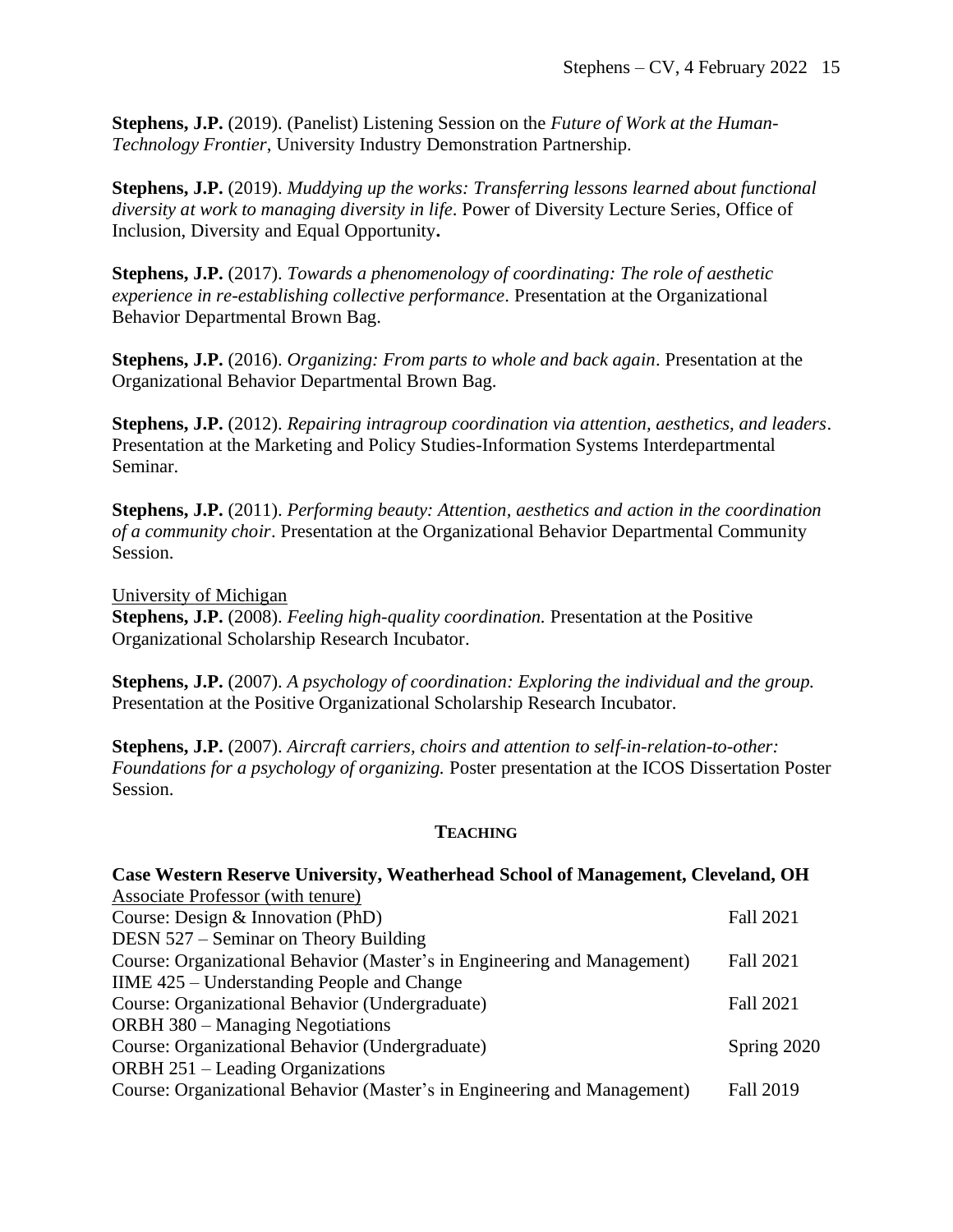**Stephens, J.P.** (2019). (Panelist) Listening Session on the *Future of Work at the Human-Technology Frontier*, University Industry Demonstration Partnership.

**Stephens, J.P.** (2019). *Muddying up the works: Transferring lessons learned about functional diversity at work to managing diversity in life*. Power of Diversity Lecture Series, Office of Inclusion, Diversity and Equal Opportunity**.**

**Stephens, J.P.** (2017). *Towards a phenomenology of coordinating: The role of aesthetic experience in re-establishing collective performance*. Presentation at the Organizational Behavior Departmental Brown Bag.

**Stephens, J.P.** (2016). *Organizing: From parts to whole and back again*. Presentation at the Organizational Behavior Departmental Brown Bag.

**Stephens, J.P.** (2012). *Repairing intragroup coordination via attention, aesthetics, and leaders*. Presentation at the Marketing and Policy Studies-Information Systems Interdepartmental Seminar.

**Stephens, J.P.** (2011). *Performing beauty: Attention, aesthetics and action in the coordination of a community choir*. Presentation at the Organizational Behavior Departmental Community Session.

<u>University of Michigan</u>

**Stephens, J.P.** (2008). *Feeling high-quality coordination.* Presentation at the Positive Organizational Scholarship Research Incubator.

**Stephens, J.P.** (2007). *A psychology of coordination: Exploring the individual and the group.* Presentation at the Positive Organizational Scholarship Research Incubator.

**Stephens, J.P.** (2007). *Aircraft carriers, choirs and attention to self-in-relation-to-other: Foundations for a psychology of organizing.* Poster presentation at the ICOS Dissertation Poster Session.

## TEACHING

**Case Western Reserve University, Weatherhead School of Management, Cleveland, OH**

<u>Associate Professor (with tenure)</u>

Course: Design & Innovation (PhD) — Fall 2021
DESN 527 – Seminar on Theory Building

Course: Organizational Behavior (Master's in Engineering and Management) — Fall 2021
IIME 425 – Understanding People and Change

Course: Organizational Behavior (Undergraduate) — Fall 2021
ORBH 380 – Managing Negotiations

Course: Organizational Behavior (Undergraduate) — Spring 2020
ORBH 251 – Leading Organizations

Course: Organizational Behavior (Master's in Engineering and Management) — Fall 2019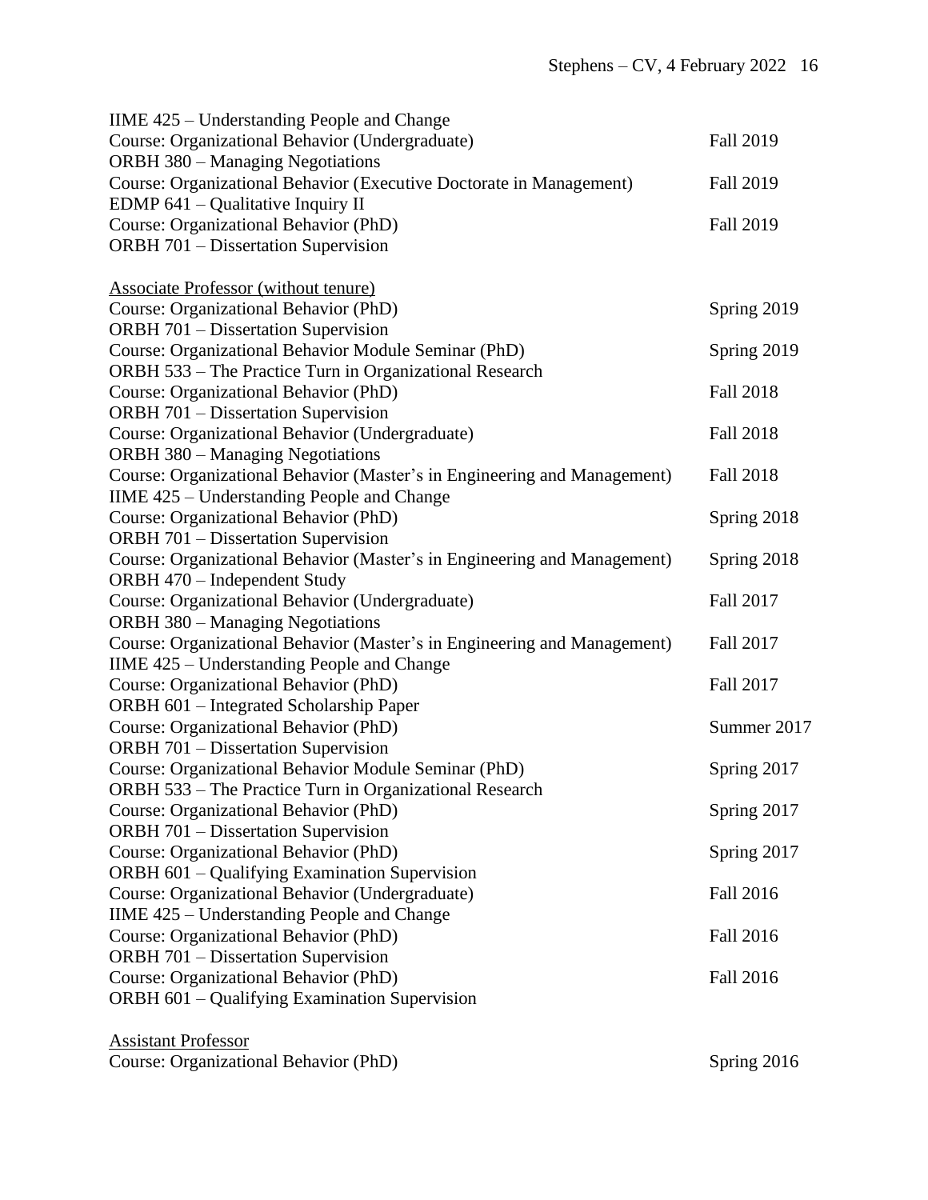IIME 425 – Understanding People and Change
Course: Organizational Behavior (Undergraduate) Fall 2019
ORBH 380 – Managing Negotiations
Course: Organizational Behavior (Executive Doctorate in Management) Fall 2019
EDMP 641 – Qualitative Inquiry II
Course: Organizational Behavior (PhD) Fall 2019
ORBH 701 – Dissertation Supervision

<u>Associate Professor (without tenure)</u>
Course: Organizational Behavior (PhD) Spring 2019
ORBH 701 – Dissertation Supervision
Course: Organizational Behavior Module Seminar (PhD) Spring 2019
ORBH 533 – The Practice Turn in Organizational Research
Course: Organizational Behavior (PhD) Fall 2018
ORBH 701 – Dissertation Supervision
Course: Organizational Behavior (Undergraduate) Fall 2018
ORBH 380 – Managing Negotiations
Course: Organizational Behavior (Master's in Engineering and Management) Fall 2018
IIME 425 – Understanding People and Change
Course: Organizational Behavior (PhD) Spring 2018
ORBH 701 – Dissertation Supervision
Course: Organizational Behavior (Master's in Engineering and Management) Spring 2018
ORBH 470 – Independent Study
Course: Organizational Behavior (Undergraduate) Fall 2017
ORBH 380 – Managing Negotiations
Course: Organizational Behavior (Master's in Engineering and Management) Fall 2017
IIME 425 – Understanding People and Change
Course: Organizational Behavior (PhD) Fall 2017
ORBH 601 – Integrated Scholarship Paper
Course: Organizational Behavior (PhD) Summer 2017
ORBH 701 – Dissertation Supervision
Course: Organizational Behavior Module Seminar (PhD) Spring 2017
ORBH 533 – The Practice Turn in Organizational Research
Course: Organizational Behavior (PhD) Spring 2017
ORBH 701 – Dissertation Supervision
Course: Organizational Behavior (PhD) Spring 2017
ORBH 601 – Qualifying Examination Supervision
Course: Organizational Behavior (Undergraduate) Fall 2016
IIME 425 – Understanding People and Change
Course: Organizational Behavior (PhD) Fall 2016
ORBH 701 – Dissertation Supervision
Course: Organizational Behavior (PhD) Fall 2016
ORBH 601 – Qualifying Examination Supervision

<u>Assistant Professor</u>
Course: Organizational Behavior (PhD) Spring 2016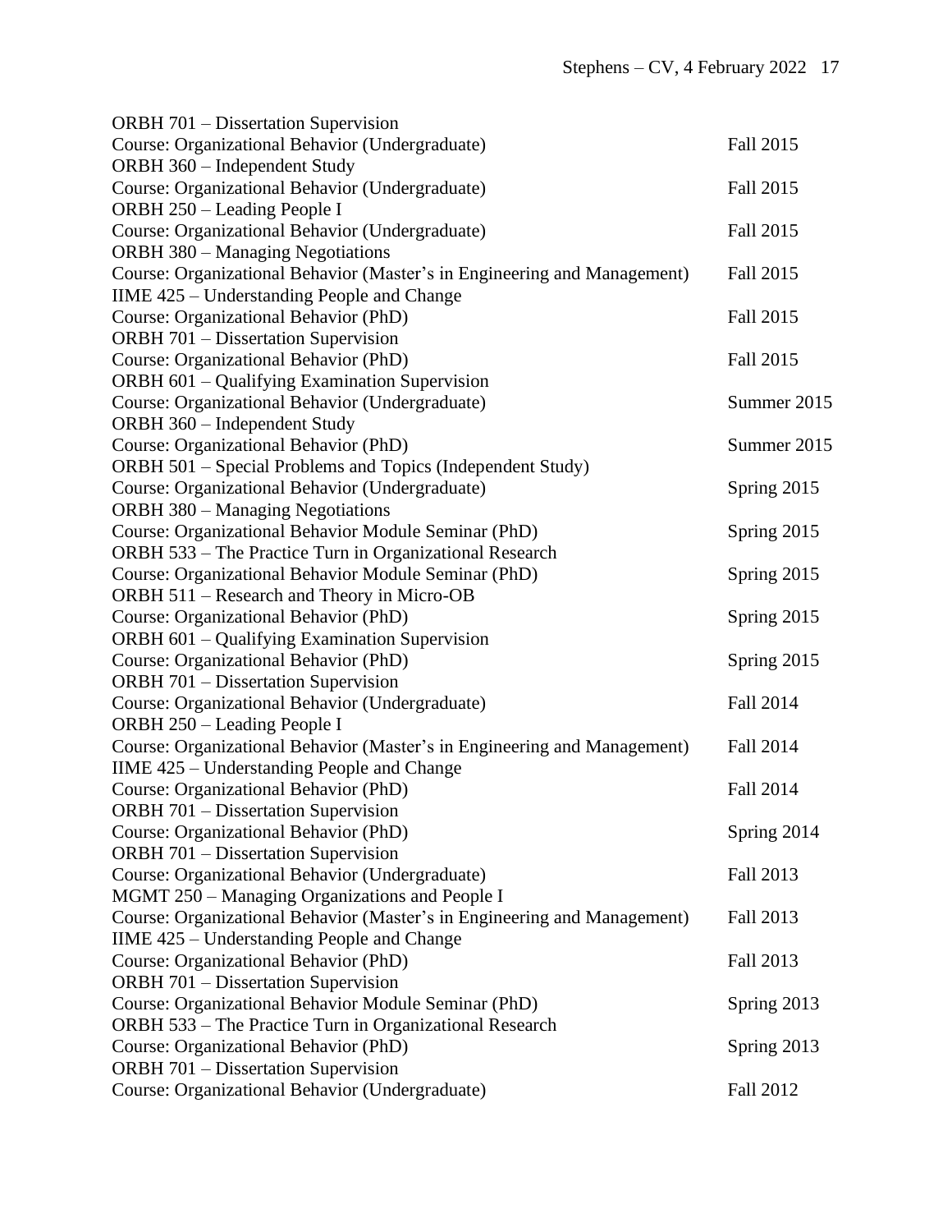ORBH 701 – Dissertation Supervision

Course: Organizational Behavior (Undergraduate) Fall 2015

ORBH 360 – Independent Study

Course: Organizational Behavior (Undergraduate) Fall 2015

ORBH 250 – Leading People I

Course: Organizational Behavior (Undergraduate) Fall 2015

ORBH 380 – Managing Negotiations

Course: Organizational Behavior (Master's in Engineering and Management) Fall 2015

IIME 425 – Understanding People and Change

Course: Organizational Behavior (PhD) Fall 2015

ORBH 701 – Dissertation Supervision

Course: Organizational Behavior (PhD) Fall 2015

ORBH 601 – Qualifying Examination Supervision

Course: Organizational Behavior (Undergraduate) Summer 2015

ORBH 360 – Independent Study

Course: Organizational Behavior (PhD) Summer 2015

ORBH 501 – Special Problems and Topics (Independent Study)

Course: Organizational Behavior (Undergraduate) Spring 2015

ORBH 380 – Managing Negotiations

Course: Organizational Behavior Module Seminar (PhD) Spring 2015

ORBH 533 – The Practice Turn in Organizational Research

Course: Organizational Behavior Module Seminar (PhD) Spring 2015

ORBH 511 – Research and Theory in Micro-OB

Course: Organizational Behavior (PhD) Spring 2015

ORBH 601 – Qualifying Examination Supervision

Course: Organizational Behavior (PhD) Spring 2015

ORBH 701 – Dissertation Supervision

Course: Organizational Behavior (Undergraduate) Fall 2014

ORBH 250 – Leading People I

Course: Organizational Behavior (Master's in Engineering and Management) Fall 2014

IIME 425 – Understanding People and Change

Course: Organizational Behavior (PhD) Fall 2014

ORBH 701 – Dissertation Supervision

Course: Organizational Behavior (PhD) Spring 2014

ORBH 701 – Dissertation Supervision

Course: Organizational Behavior (Undergraduate) Fall 2013

MGMT 250 – Managing Organizations and People I

Course: Organizational Behavior (Master's in Engineering and Management) Fall 2013

IIME 425 – Understanding People and Change

Course: Organizational Behavior (PhD) Fall 2013

ORBH 701 – Dissertation Supervision

Course: Organizational Behavior Module Seminar (PhD) Spring 2013

ORBH 533 – The Practice Turn in Organizational Research

Course: Organizational Behavior (PhD) Spring 2013

ORBH 701 – Dissertation Supervision

Course: Organizational Behavior (Undergraduate) Fall 2012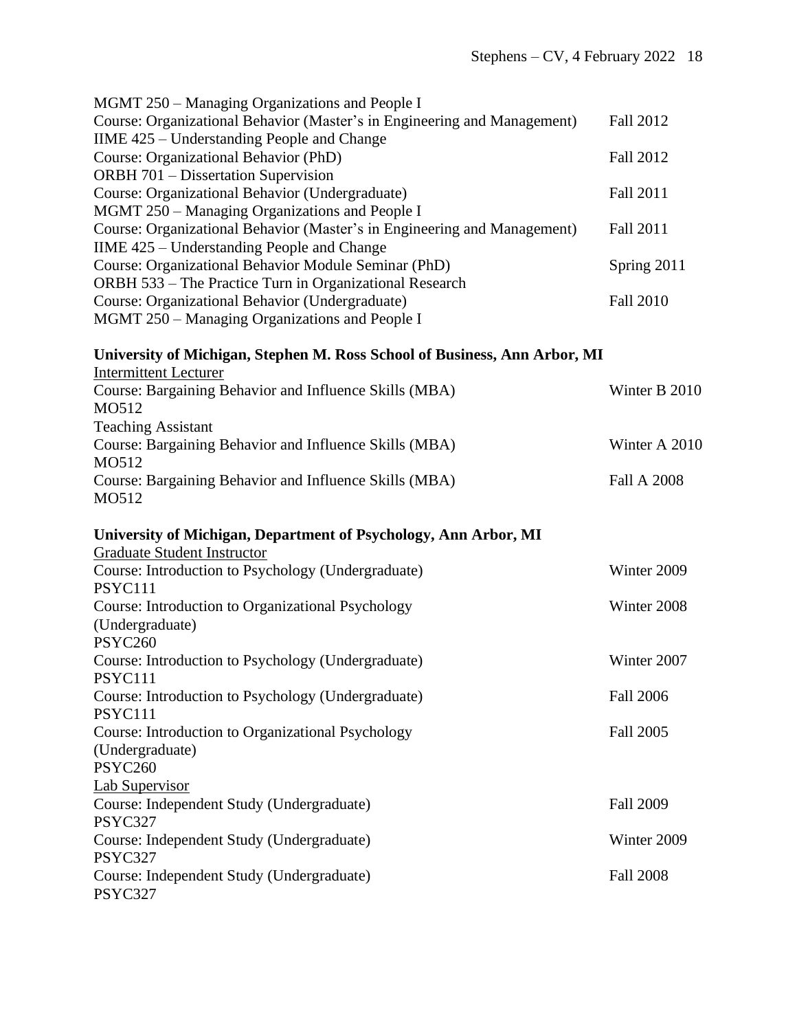MGMT 250 – Managing Organizations and People I
Course: Organizational Behavior (Master's in Engineering and Management) Fall 2012
IIME 425 – Understanding People and Change
Course: Organizational Behavior (PhD) Fall 2012
ORBH 701 – Dissertation Supervision
Course: Organizational Behavior (Undergraduate) Fall 2011
MGMT 250 – Managing Organizations and People I
Course: Organizational Behavior (Master's in Engineering and Management) Fall 2011
IIME 425 – Understanding People and Change
Course: Organizational Behavior Module Seminar (PhD) Spring 2011
ORBH 533 – The Practice Turn in Organizational Research
Course: Organizational Behavior (Undergraduate) Fall 2010
MGMT 250 – Managing Organizations and People I

**University of Michigan, Stephen M. Ross School of Business, Ann Arbor, MI**

Intermittent Lecturer

Course: Bargaining Behavior and Influence Skills (MBA) Winter B 2010
MO512

Teaching Assistant

Course: Bargaining Behavior and Influence Skills (MBA) Winter A 2010
MO512
Course: Bargaining Behavior and Influence Skills (MBA) Fall A 2008
MO512

**University of Michigan, Department of Psychology, Ann Arbor, MI**

Graduate Student Instructor

Course: Introduction to Psychology (Undergraduate) Winter 2009
PSYC111
Course: Introduction to Organizational Psychology (Undergraduate) Winter 2008
PSYC260
Course: Introduction to Psychology (Undergraduate) Winter 2007
PSYC111
Course: Introduction to Psychology (Undergraduate) Fall 2006
PSYC111
Course: Introduction to Organizational Psychology (Undergraduate) Fall 2005
PSYC260

Lab Supervisor

Course: Independent Study (Undergraduate) Fall 2009
PSYC327
Course: Independent Study (Undergraduate) Winter 2009
PSYC327
Course: Independent Study (Undergraduate) Fall 2008
PSYC327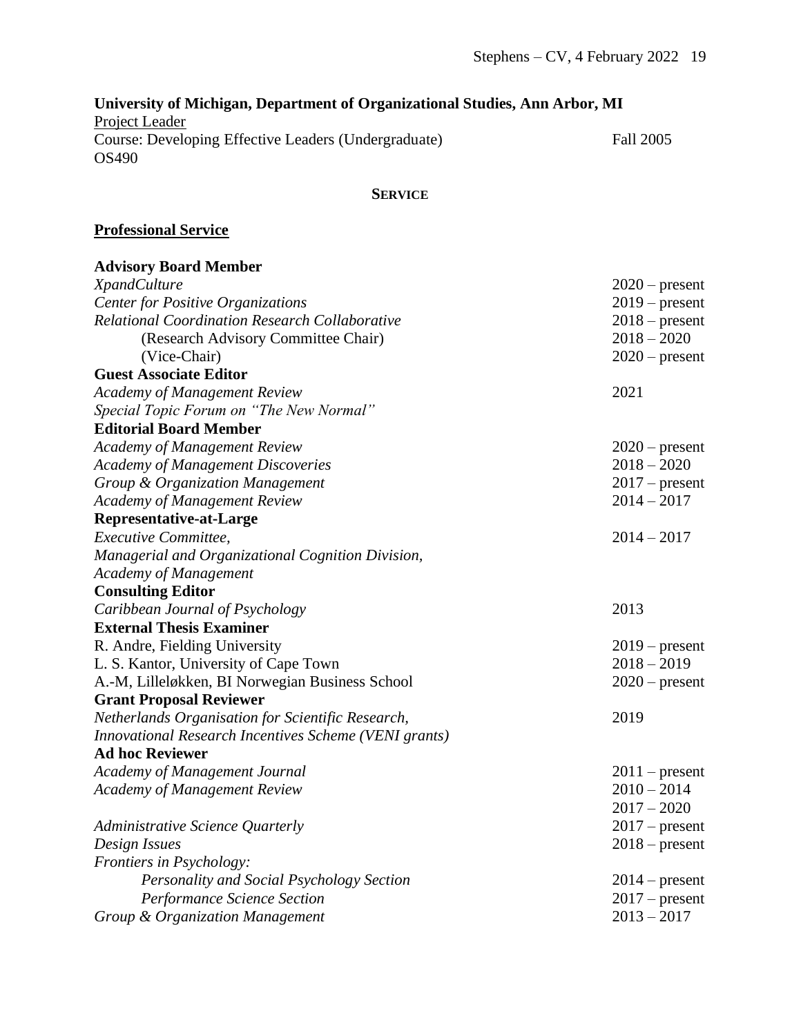**University of Michigan, Department of Organizational Studies, Ann Arbor, MI**

<u>Project Leader</u>

Course: Developing Effective Leaders (Undergraduate) — Fall 2005
OS490

## SERVICE

### <u>Professional Service</u>

**Advisory Board Member**

| | |
|---|---|
| *XpandCulture* | 2020 – present |
| *Center for Positive Organizations* | 2019 – present |
| *Relational Coordination Research Collaborative* | 2018 – present |
| (Research Advisory Committee Chair) | 2018 – 2020 |
| (Vice-Chair) | 2020 – present |

**Guest Associate Editor**

| | |
|---|---|
| *Academy of Management Review* *Special Topic Forum on "The New Normal"* | 2021 |

**Editorial Board Member**

| | |
|---|---|
| *Academy of Management Review* | 2020 – present |
| *Academy of Management Discoveries* | 2018 – 2020 |
| *Group & Organization Management* | 2017 – present |
| *Academy of Management Review* | 2014 – 2017 |

**Representative-at-Large**

| | |
|---|---|
| *Executive Committee, Managerial and Organizational Cognition Division, Academy of Management* | 2014 – 2017 |

**Consulting Editor**

| | |
|---|---|
| *Caribbean Journal of Psychology* | 2013 |

**External Thesis Examiner**

| | |
|---|---|
| R. Andre, Fielding University | 2019 – present |
| L. S. Kantor, University of Cape Town | 2018 – 2019 |
| A.-M, Lilleløkken, BI Norwegian Business School | 2020 – present |

**Grant Proposal Reviewer**

| | |
|---|---|
| *Netherlands Organisation for Scientific Research, Innovational Research Incentives Scheme (VENI grants)* | 2019 |

**Ad hoc Reviewer**

| | |
|---|---|
| *Academy of Management Journal* | 2011 – present |
| *Academy of Management Review* | 2010 – 2014 |
| | 2017 – 2020 |
| *Administrative Science Quarterly* | 2017 – present |
| *Design Issues* | 2018 – present |
| *Frontiers in Psychology:* | |
| *Personality and Social Psychology Section* | 2014 – present |
| *Performance Science Section* | 2017 – present |
| *Group & Organization Management* | 2013 – 2017 |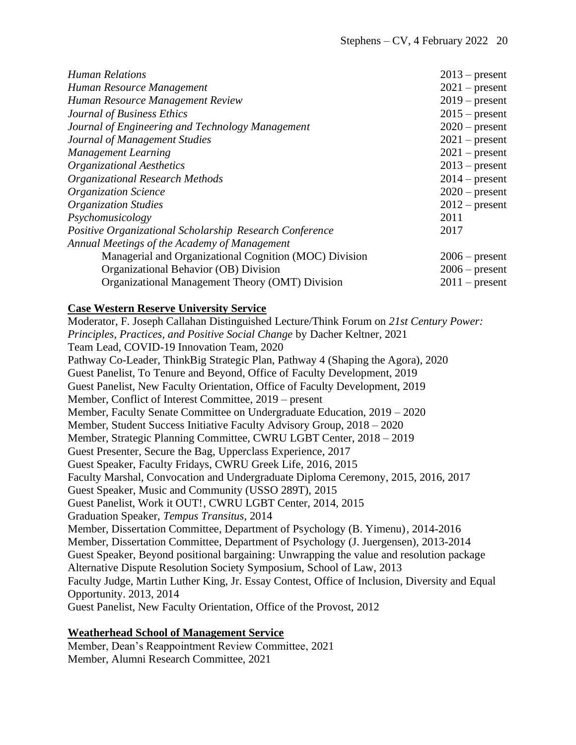| | |
|---|---|
| *Human Relations* | 2013 – present |
| *Human Resource Management* | 2021 – present |
| *Human Resource Management Review* | 2019 – present |
| *Journal of Business Ethics* | 2015 – present |
| *Journal of Engineering and Technology Management* | 2020 – present |
| *Journal of Management Studies* | 2021 – present |
| *Management Learning* | 2021 – present |
| *Organizational Aesthetics* | 2013 – present |
| *Organizational Research Methods* | 2014 – present |
| *Organization Science* | 2020 – present |
| *Organization Studies* | 2012 – present |
| *Psychomusicology* | 2011 |
| *Positive Organizational Scholarship Research Conference* | 2017 |
| *Annual Meetings of the Academy of Management* | |
| Managerial and Organizational Cognition (MOC) Division | 2006 – present |
| Organizational Behavior (OB) Division | 2006 – present |
| Organizational Management Theory (OMT) Division | 2011 – present |

**Case Western Reserve University Service**

Moderator, F. Joseph Callahan Distinguished Lecture/Think Forum on *21st Century Power: Principles, Practices, and Positive Social Change* by Dacher Keltner, 2021
Team Lead, COVID-19 Innovation Team, 2020
Pathway Co-Leader, ThinkBig Strategic Plan, Pathway 4 (Shaping the Agora), 2020
Guest Panelist, To Tenure and Beyond, Office of Faculty Development, 2019
Guest Panelist, New Faculty Orientation, Office of Faculty Development, 2019
Member, Conflict of Interest Committee, 2019 – present
Member, Faculty Senate Committee on Undergraduate Education, 2019 – 2020
Member, Student Success Initiative Faculty Advisory Group, 2018 – 2020
Member, Strategic Planning Committee, CWRU LGBT Center, 2018 – 2019
Guest Presenter, Secure the Bag, Upperclass Experience, 2017
Guest Speaker, Faculty Fridays, CWRU Greek Life, 2016, 2015
Faculty Marshal, Convocation and Undergraduate Diploma Ceremony, 2015, 2016, 2017
Guest Speaker, Music and Community (USSO 289T), 2015
Guest Panelist, Work it OUT!, CWRU LGBT Center, 2014, 2015
Graduation Speaker, *Tempus Transitus*, 2014
Member, Dissertation Committee, Department of Psychology (B. Yimenu), 2014-2016
Member, Dissertation Committee, Department of Psychology (J. Juergensen), 2013-2014
Guest Speaker, Beyond positional bargaining: Unwrapping the value and resolution package Alternative Dispute Resolution Society Symposium, School of Law, 2013
Faculty Judge, Martin Luther King, Jr. Essay Contest, Office of Inclusion, Diversity and Equal Opportunity. 2013, 2014
Guest Panelist, New Faculty Orientation, Office of the Provost, 2012

**Weatherhead School of Management Service**

Member, Dean's Reappointment Review Committee, 2021
Member, Alumni Research Committee, 2021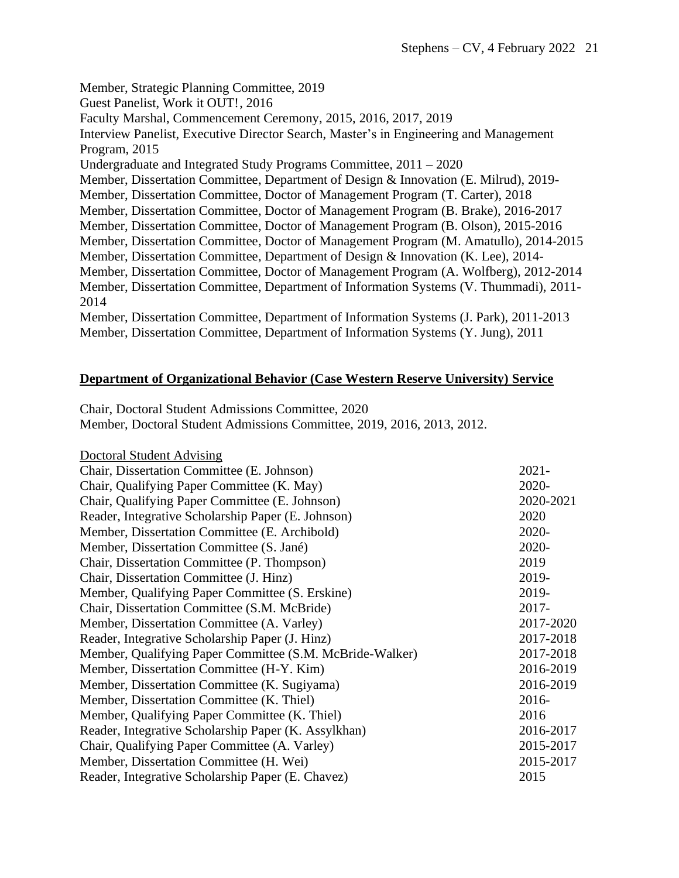Member, Strategic Planning Committee, 2019
Guest Panelist, Work it OUT!, 2016
Faculty Marshal, Commencement Ceremony, 2015, 2016, 2017, 2019
Interview Panelist, Executive Director Search, Master's in Engineering and Management Program, 2015
Undergraduate and Integrated Study Programs Committee, 2011 – 2020
Member, Dissertation Committee, Department of Design & Innovation (E. Milrud), 2019-
Member, Dissertation Committee, Doctor of Management Program (T. Carter), 2018
Member, Dissertation Committee, Doctor of Management Program (B. Brake), 2016-2017
Member, Dissertation Committee, Doctor of Management Program (B. Olson), 2015-2016
Member, Dissertation Committee, Doctor of Management Program (M. Amatullo), 2014-2015
Member, Dissertation Committee, Department of Design & Innovation (K. Lee), 2014-
Member, Dissertation Committee, Doctor of Management Program (A. Wolfberg), 2012-2014
Member, Dissertation Committee, Department of Information Systems (V. Thummadi), 2011-2014
Member, Dissertation Committee, Department of Information Systems (J. Park), 2011-2013
Member, Dissertation Committee, Department of Information Systems (Y. Jung), 2011

## Department of Organizational Behavior (Case Western Reserve University) Service

Chair, Doctoral Student Admissions Committee, 2020
Member, Doctoral Student Admissions Committee, 2019, 2016, 2013, 2012.

Doctoral Student Advising

| | |
|---|---|
| Chair, Dissertation Committee (E. Johnson) | 2021- |
| Chair, Qualifying Paper Committee (K. May) | 2020- |
| Chair, Qualifying Paper Committee (E. Johnson) | 2020-2021 |
| Reader, Integrative Scholarship Paper (E. Johnson) | 2020 |
| Member, Dissertation Committee (E. Archibold) | 2020- |
| Member, Dissertation Committee (S. Jané) | 2020- |
| Chair, Dissertation Committee (P. Thompson) | 2019 |
| Chair, Dissertation Committee (J. Hinz) | 2019- |
| Member, Qualifying Paper Committee (S. Erskine) | 2019- |
| Chair, Dissertation Committee (S.M. McBride) | 2017- |
| Member, Dissertation Committee (A. Varley) | 2017-2020 |
| Reader, Integrative Scholarship Paper (J. Hinz) | 2017-2018 |
| Member, Qualifying Paper Committee (S.M. McBride-Walker) | 2017-2018 |
| Member, Dissertation Committee (H-Y. Kim) | 2016-2019 |
| Member, Dissertation Committee (K. Sugiyama) | 2016-2019 |
| Member, Dissertation Committee (K. Thiel) | 2016- |
| Member, Qualifying Paper Committee (K. Thiel) | 2016 |
| Reader, Integrative Scholarship Paper (K. Assylkhan) | 2016-2017 |
| Chair, Qualifying Paper Committee (A. Varley) | 2015-2017 |
| Member, Dissertation Committee (H. Wei) | 2015-2017 |
| Reader, Integrative Scholarship Paper (E. Chavez) | 2015 |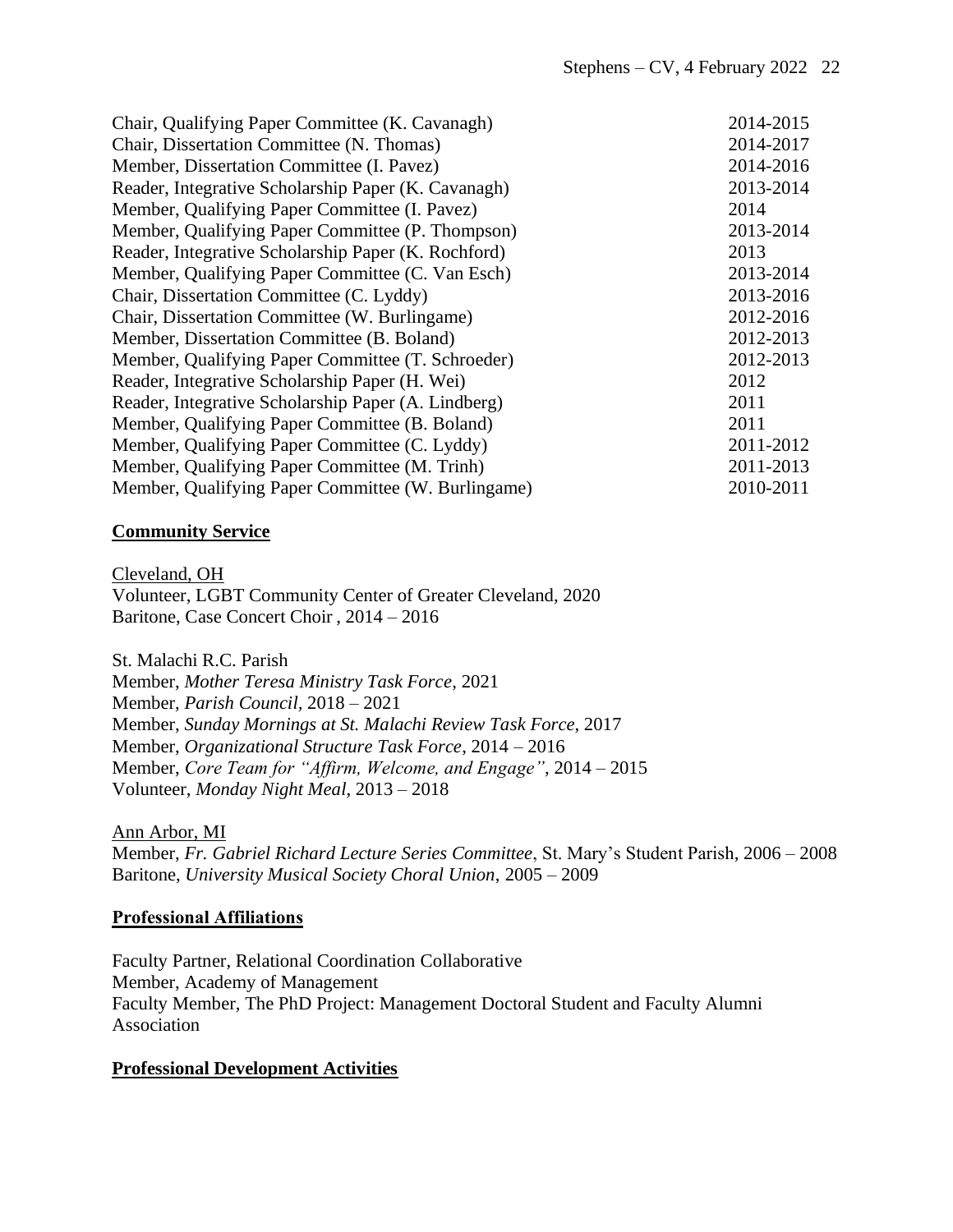| | |
|---|---|
| Chair, Qualifying Paper Committee (K. Cavanagh) | 2014-2015 |
| Chair, Dissertation Committee (N. Thomas) | 2014-2017 |
| Member, Dissertation Committee (I. Pavez) | 2014-2016 |
| Reader, Integrative Scholarship Paper (K. Cavanagh) | 2013-2014 |
| Member, Qualifying Paper Committee (I. Pavez) | 2014 |
| Member, Qualifying Paper Committee (P. Thompson) | 2013-2014 |
| Reader, Integrative Scholarship Paper (K. Rochford) | 2013 |
| Member, Qualifying Paper Committee (C. Van Esch) | 2013-2014 |
| Chair, Dissertation Committee (C. Lyddy) | 2013-2016 |
| Chair, Dissertation Committee (W. Burlingame) | 2012-2016 |
| Member, Dissertation Committee (B. Boland) | 2012-2013 |
| Member, Qualifying Paper Committee (T. Schroeder) | 2012-2013 |
| Reader, Integrative Scholarship Paper (H. Wei) | 2012 |
| Reader, Integrative Scholarship Paper (A. Lindberg) | 2011 |
| Member, Qualifying Paper Committee (B. Boland) | 2011 |
| Member, Qualifying Paper Committee (C. Lyddy) | 2011-2012 |
| Member, Qualifying Paper Committee (M. Trinh) | 2011-2013 |
| Member, Qualifying Paper Committee (W. Burlingame) | 2010-2011 |

## **Community Service**

Cleveland, OH
Volunteer, LGBT Community Center of Greater Cleveland, 2020
Baritone, Case Concert Choir , 2014 – 2016

St. Malachi R.C. Parish
Member, *Mother Teresa Ministry Task Force*, 2021
Member, *Parish Council*, 2018 – 2021
Member, *Sunday Mornings at St. Malachi Review Task Force*, 2017
Member, *Organizational Structure Task Force*, 2014 – 2016
Member, *Core Team for "Affirm, Welcome, and Engage"*, 2014 – 2015
Volunteer, *Monday Night Meal*, 2013 – 2018

Ann Arbor, MI
Member, *Fr. Gabriel Richard Lecture Series Committee*, St. Mary's Student Parish, 2006 – 2008
Baritone, *University Musical Society Choral Union*, 2005 – 2009

## **Professional Affiliations**

Faculty Partner, Relational Coordination Collaborative
Member, Academy of Management
Faculty Member, The PhD Project: Management Doctoral Student and Faculty Alumni Association

## **Professional Development Activities**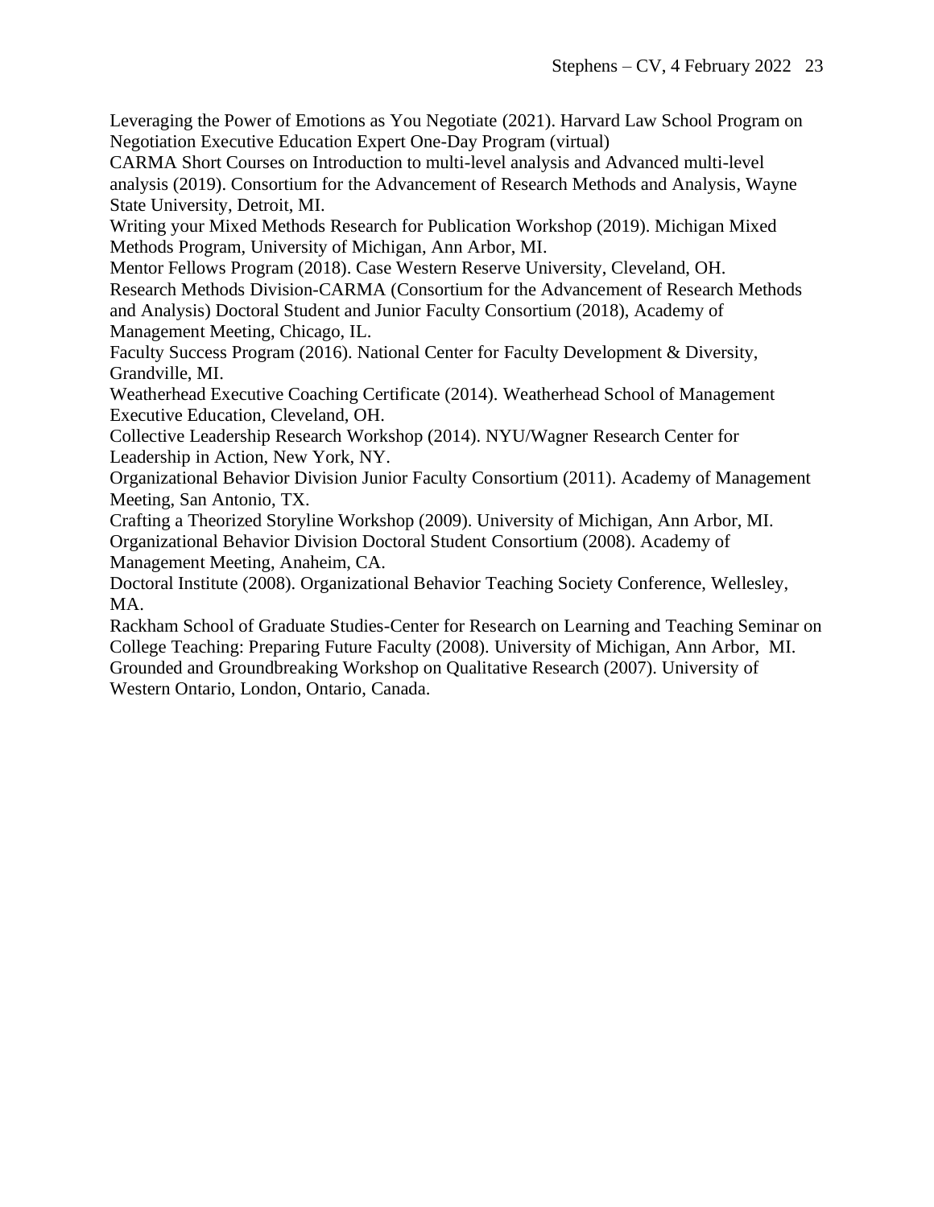Leveraging the Power of Emotions as You Negotiate (2021). Harvard Law School Program on Negotiation Executive Education Expert One-Day Program (virtual)

CARMA Short Courses on Introduction to multi-level analysis and Advanced multi-level analysis (2019). Consortium for the Advancement of Research Methods and Analysis, Wayne State University, Detroit, MI.

Writing your Mixed Methods Research for Publication Workshop (2019). Michigan Mixed Methods Program, University of Michigan, Ann Arbor, MI.

Mentor Fellows Program (2018). Case Western Reserve University, Cleveland, OH.

Research Methods Division-CARMA (Consortium for the Advancement of Research Methods and Analysis) Doctoral Student and Junior Faculty Consortium (2018), Academy of Management Meeting, Chicago, IL.

Faculty Success Program (2016). National Center for Faculty Development & Diversity, Grandville, MI.

Weatherhead Executive Coaching Certificate (2014). Weatherhead School of Management Executive Education, Cleveland, OH.

Collective Leadership Research Workshop (2014). NYU/Wagner Research Center for Leadership in Action, New York, NY.

Organizational Behavior Division Junior Faculty Consortium (2011). Academy of Management Meeting, San Antonio, TX.

Crafting a Theorized Storyline Workshop (2009). University of Michigan, Ann Arbor, MI.

Organizational Behavior Division Doctoral Student Consortium (2008). Academy of Management Meeting, Anaheim, CA.

Doctoral Institute (2008). Organizational Behavior Teaching Society Conference, Wellesley, MA.

Rackham School of Graduate Studies-Center for Research on Learning and Teaching Seminar on College Teaching: Preparing Future Faculty (2008). University of Michigan, Ann Arbor, MI.

Grounded and Groundbreaking Workshop on Qualitative Research (2007). University of Western Ontario, London, Ontario, Canada.